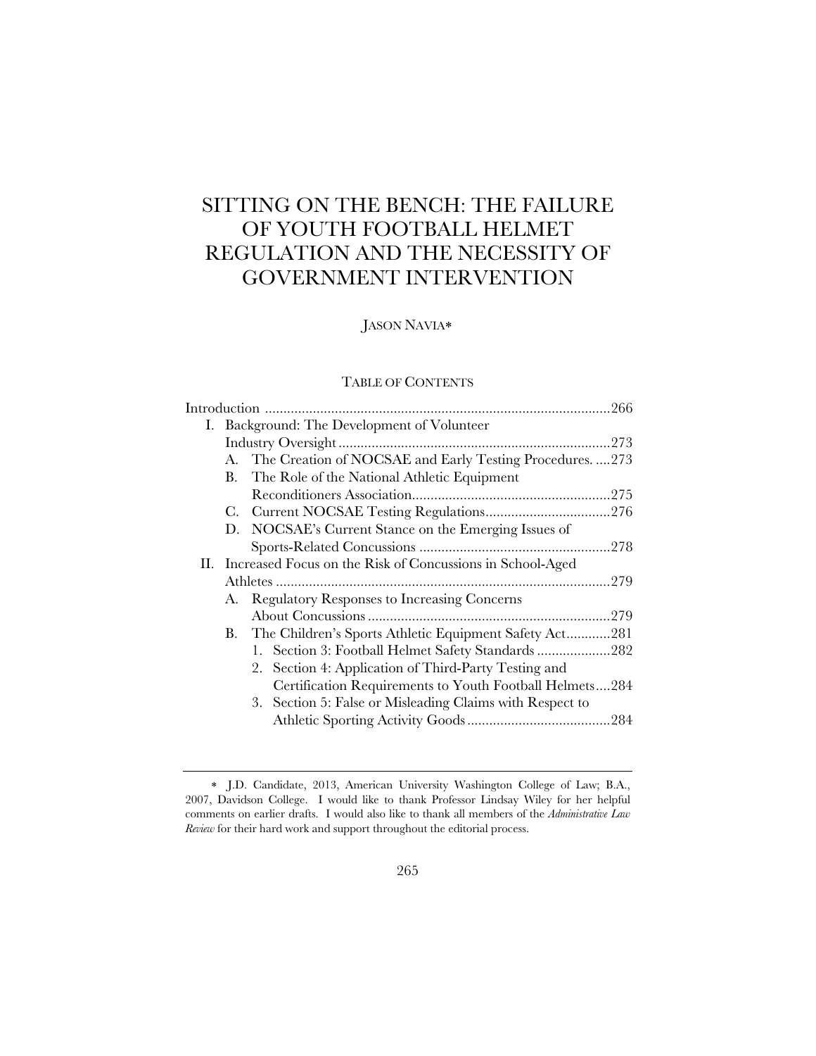# SITTING ON THE BENCH: THE FAILURE OF YOUTH FOOTBALL HELMET REGULATION AND THE NECESSITY OF GOVERNMENT INTERVENTION

JASON NAVIA*

TABLE OF CONTENTS

Introduction ............................................................................................266

I. Background: The Development of Volunteer Industry Oversight.........................................................................273
   - A. The Creation of NOCSAE and Early Testing Procedures. ....273
   - B. The Role of the National Athletic Equipment Reconditioners Association.....................................................275
   - C. Current NOCSAE Testing Regulations.................................276
   - D. NOCSAE's Current Stance on the Emerging Issues of Sports-Related Concussions ...................................................278

II. Increased Focus on the Risk of Concussions in School-Aged Athletes ..........................................................................................279
   - A. Regulatory Responses to Increasing Concerns About Concussions .................................................................279
   - B. The Children's Sports Athletic Equipment Safety Act............281
     1. Section 3: Football Helmet Safety Standards ....................282
     2. Section 4: Application of Third-Party Testing and Certification Requirements to Youth Football Helmets....284
     3. Section 5: False or Misleading Claims with Respect to Athletic Sporting Activity Goods.......................................284

---

\* J.D. Candidate, 2013, American University Washington College of Law; B.A., 2007, Davidson College. I would like to thank Professor Lindsay Wiley for her helpful comments on earlier drafts. I would also like to thank all members of the *Administrative Law Review* for their hard work and support throughout the editorial process.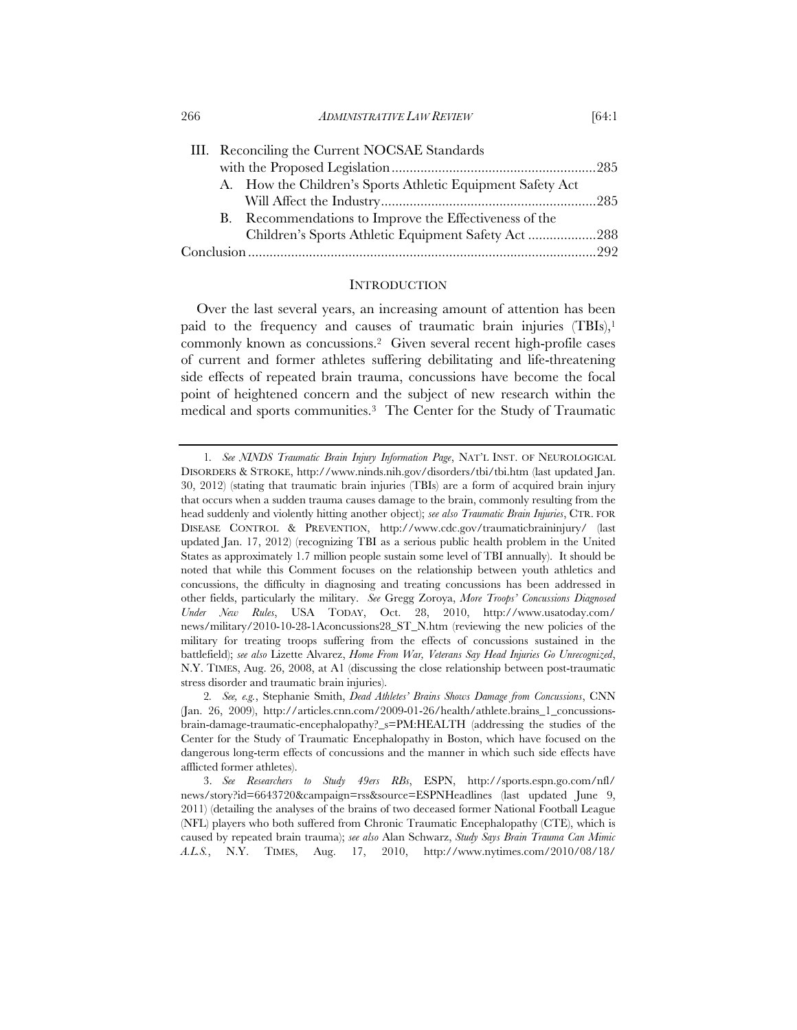III. Reconciling the Current NOCSAE Standards with the Proposed Legislation ........................................................ 285
   A. How the Children's Sports Athletic Equipment Safety Act Will Affect the Industry ........................................................... 285
   B. Recommendations to Improve the Effectiveness of the Children's Sports Athletic Equipment Safety Act .................. 288

Conclusion ............................................................................................... 292

## INTRODUCTION

Over the last several years, an increasing amount of attention has been paid to the frequency and causes of traumatic brain injuries (TBIs),[1] commonly known as concussions.[2] Given several recent high-profile cases of current and former athletes suffering debilitating and life-threatening side effects of repeated brain trauma, concussions have become the focal point of heightened concern and the subject of new research within the medical and sports communities.[3] The Center for the Study of Traumatic

---

1. *See NINDS Traumatic Brain Injury Information Page*, NAT'L INST. OF NEUROLOGICAL DISORDERS & STROKE, http://www.ninds.nih.gov/disorders/tbi/tbi.htm (last updated Jan. 30, 2012) (stating that traumatic brain injuries (TBIs) are a form of acquired brain injury that occurs when a sudden trauma causes damage to the brain, commonly resulting from the head suddenly and violently hitting another object); *see also Traumatic Brain Injuries*, CTR. FOR DISEASE CONTROL & PREVENTION, http://www.cdc.gov/traumaticbraininjury/ (last updated Jan. 17, 2012) (recognizing TBI as a serious public health problem in the United States as approximately 1.7 million people sustain some level of TBI annually). It should be noted that while this Comment focuses on the relationship between youth athletics and concussions, the difficulty in diagnosing and treating concussions has been addressed in other fields, particularly the military. *See* Gregg Zoroya, *More Troops' Concussions Diagnosed Under New Rules*, USA TODAY, Oct. 28, 2010, http://www.usatoday.com/news/military/2010-10-28-1Aconcussions28_ST_N.htm (reviewing the new policies of the military for treating troops suffering from the effects of concussions sustained in the battlefield); *see also* Lizette Alvarez, *Home From War, Veterans Say Head Injuries Go Unrecognized*, N.Y. TIMES, Aug. 26, 2008, at A1 (discussing the close relationship between post-traumatic stress disorder and traumatic brain injuries).

2. *See, e.g.*, Stephanie Smith, *Dead Athletes' Brains Shows Damage from Concussions*, CNN (Jan. 26, 2009), http://articles.cnn.com/2009-01-26/health/athlete.brains_1_concussions-brain-damage-traumatic-encephalopathy?_s=PM:HEALTH (addressing the studies of the Center for the Study of Traumatic Encephalopathy in Boston, which have focused on the dangerous long-term effects of concussions and the manner in which such side effects have afflicted former athletes).

3. *See Researchers to Study 49ers RBs*, ESPN, http://sports.espn.go.com/nfl/news/story?id=6643720&campaign=rss&source=ESPNHeadlines (last updated June 9, 2011) (detailing the analyses of the brains of two deceased former National Football League (NFL) players who both suffered from Chronic Traumatic Encephalopathy (CTE), which is caused by repeated brain trauma); *see also* Alan Schwarz, *Study Says Brain Trauma Can Mimic A.L.S.*, N.Y. TIMES, Aug. 17, 2010, http://www.nytimes.com/2010/08/18/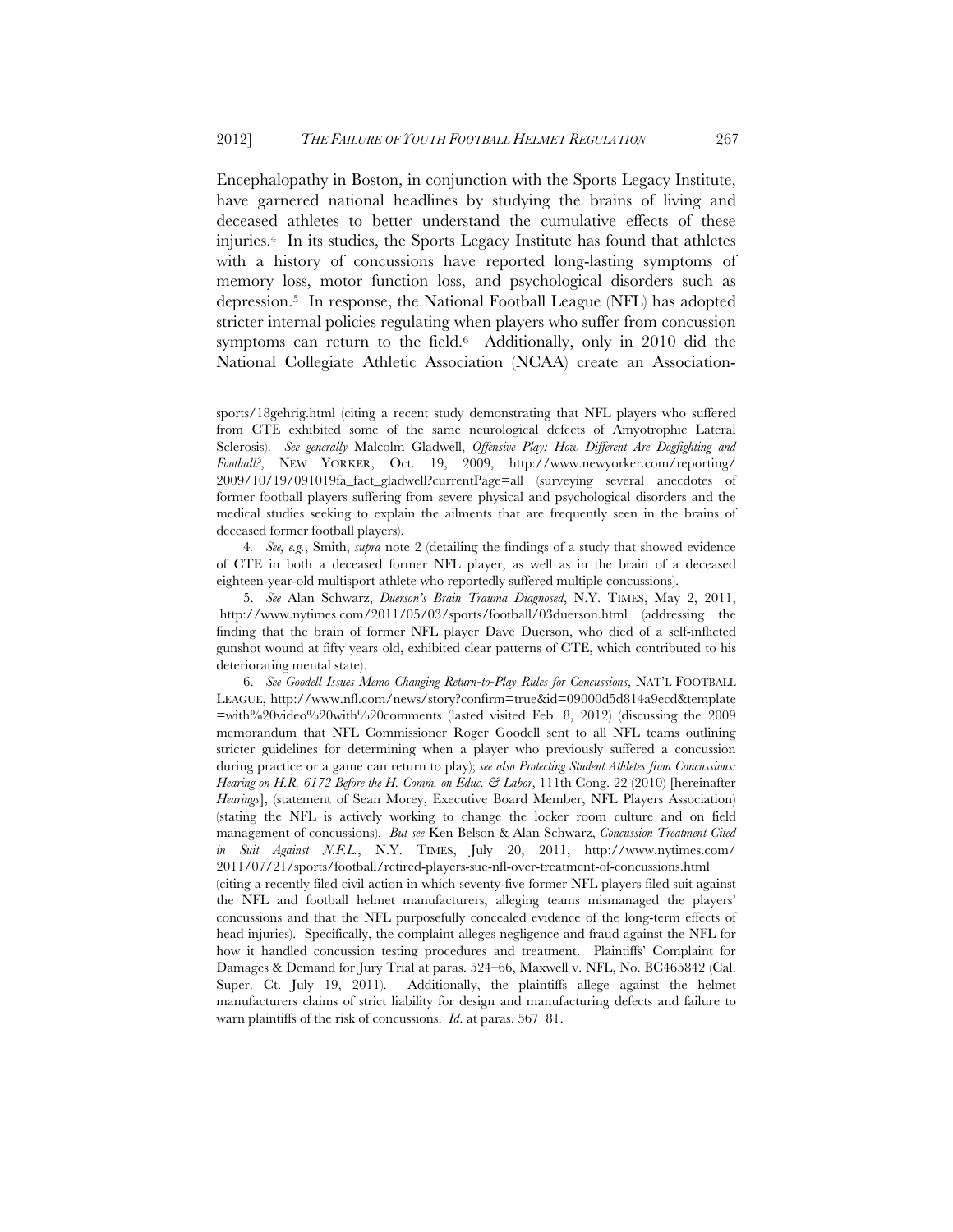Encephalopathy in Boston, in conjunction with the Sports Legacy Institute, have garnered national headlines by studying the brains of living and deceased athletes to better understand the cumulative effects of these injuries.[4] In its studies, the Sports Legacy Institute has found that athletes with a history of concussions have reported long-lasting symptoms of memory loss, motor function loss, and psychological disorders such as depression.[5] In response, the National Football League (NFL) has adopted stricter internal policies regulating when players who suffer from concussion symptoms can return to the field.[6] Additionally, only in 2010 did the National Collegiate Athletic Association (NCAA) create an Association-

---

sports/18gehrig.html (citing a recent study demonstrating that NFL players who suffered from CTE exhibited some of the same neurological defects of Amyotrophic Lateral Sclerosis). *See generally* Malcolm Gladwell, *Offensive Play: How Different Are Dogfighting and Football?*, NEW YORKER, Oct. 19, 2009, http://www.newyorker.com/reporting/2009/10/19/091019fa_fact_gladwell?currentPage=all (surveying several anecdotes of former football players suffering from severe physical and psychological disorders and the medical studies seeking to explain the ailments that are frequently seen in the brains of deceased former football players).

4. *See, e.g.*, Smith, *supra* note 2 (detailing the findings of a study that showed evidence of CTE in both a deceased former NFL player, as well as in the brain of a deceased eighteen-year-old multisport athlete who reportedly suffered multiple concussions).

5. *See* Alan Schwarz, *Duerson's Brain Trauma Diagnosed*, N.Y. TIMES, May 2, 2011, http://www.nytimes.com/2011/05/03/sports/football/03duerson.html (addressing the finding that the brain of former NFL player Dave Duerson, who died of a self-inflicted gunshot wound at fifty years old, exhibited clear patterns of CTE, which contributed to his deteriorating mental state).

6. *See Goodell Issues Memo Changing Return-to-Play Rules for Concussions*, NAT'L FOOTBALL LEAGUE, http://www.nfl.com/news/story?confirm=true&id=09000d5d814a9ecd&template=with%20video%20with%20comments (lasted visited Feb. 8, 2012) (discussing the 2009 memorandum that NFL Commissioner Roger Goodell sent to all NFL teams outlining stricter guidelines for determining when a player who previously suffered a concussion during practice or a game can return to play); *see also Protecting Student Athletes from Concussions: Hearing on H.R. 6172 Before the H. Comm. on Educ. & Labor*, 111th Cong. 22 (2010) [hereinafter *Hearings*], (statement of Sean Morey, Executive Board Member, NFL Players Association) (stating the NFL is actively working to change the locker room culture and on field management of concussions). *But see* Ken Belson & Alan Schwarz, *Concussion Treatment Cited in Suit Against N.F.L.*, N.Y. TIMES, July 20, 2011, http://www.nytimes.com/2011/07/21/sports/football/retired-players-sue-nfl-over-treatment-of-concussions.html (citing a recently filed civil action in which seventy-five former NFL players filed suit against the NFL and football helmet manufacturers, alleging teams mismanaged the players' concussions and that the NFL purposefully concealed evidence of the long-term effects of head injuries). Specifically, the complaint alleges negligence and fraud against the NFL for how it handled concussion testing procedures and treatment. Plaintiffs' Complaint for Damages & Demand for Jury Trial at paras. 524–66, Maxwell v. NFL, No. BC465842 (Cal. Super. Ct. July 19, 2011). Additionally, the plaintiffs allege against the helmet manufacturers claims of strict liability for design and manufacturing defects and failure to warn plaintiffs of the risk of concussions. *Id.* at paras. 567–81.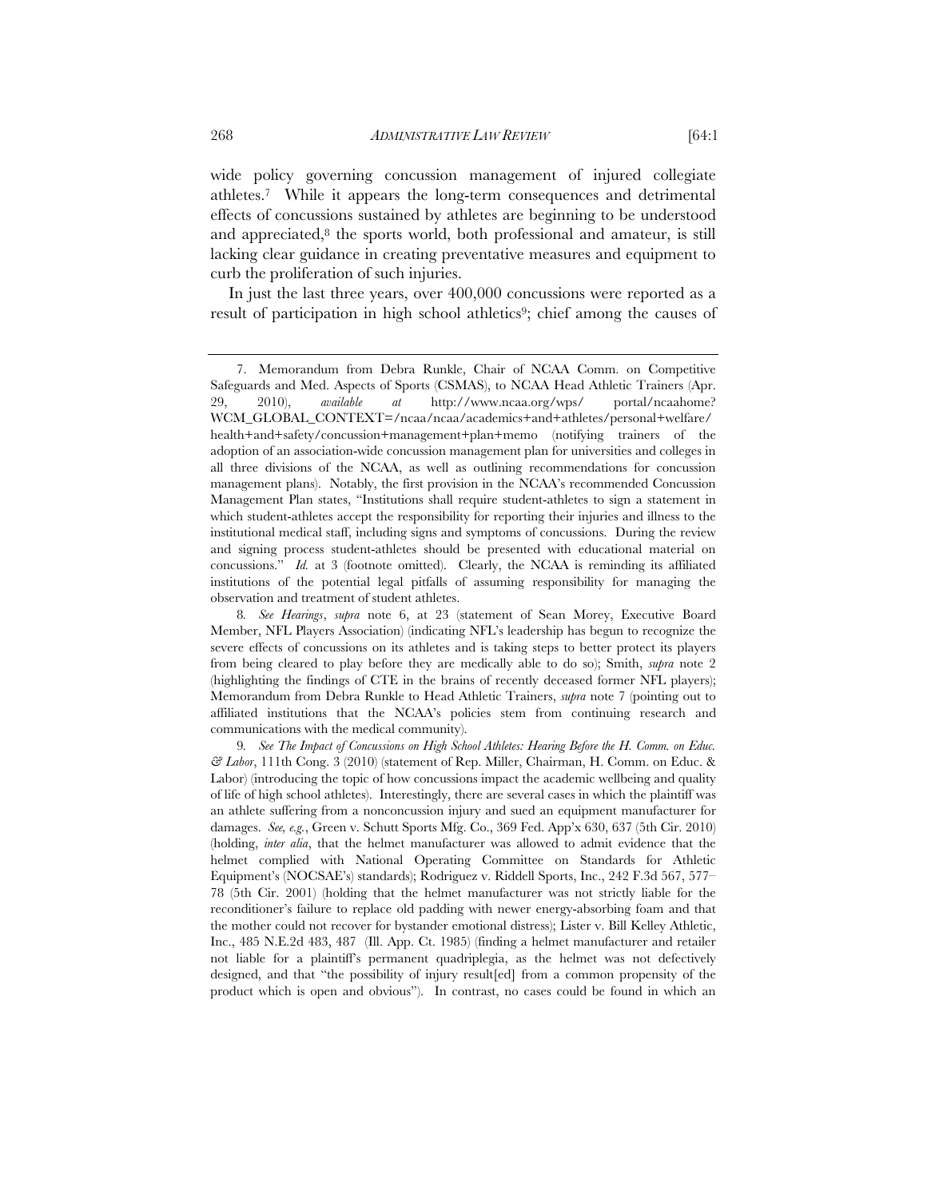wide policy governing concussion management of injured collegiate athletes.[7] While it appears the long-term consequences and detrimental effects of concussions sustained by athletes are beginning to be understood and appreciated,[8] the sports world, both professional and amateur, is still lacking clear guidance in creating preventative measures and equipment to curb the proliferation of such injuries.

In just the last three years, over 400,000 concussions were reported as a result of participation in high school athletics[9]; chief among the causes of

---

7. Memorandum from Debra Runkle, Chair of NCAA Comm. on Competitive Safeguards and Med. Aspects of Sports (CSMAS), to NCAA Head Athletic Trainers (Apr. 29, 2010), *available at* http://www.ncaa.org/wps/ portal/ncaahome? WCM_GLOBAL_CONTEXT=/ncaa/ncaa/academics+and+athletes/personal+welfare/ health+and+safety/concussion+management+plan+memo (notifying trainers of the adoption of an association-wide concussion management plan for universities and colleges in all three divisions of the NCAA, as well as outlining recommendations for concussion management plans). Notably, the first provision in the NCAA's recommended Concussion Management Plan states, "Institutions shall require student-athletes to sign a statement in which student-athletes accept the responsibility for reporting their injuries and illness to the institutional medical staff, including signs and symptoms of concussions. During the review and signing process student-athletes should be presented with educational material on concussions." *Id.* at 3 (footnote omitted). Clearly, the NCAA is reminding its affiliated institutions of the potential legal pitfalls of assuming responsibility for managing the observation and treatment of student athletes.

8. *See Hearings*, *supra* note 6, at 23 (statement of Sean Morey, Executive Board Member, NFL Players Association) (indicating NFL's leadership has begun to recognize the severe effects of concussions on its athletes and is taking steps to better protect its players from being cleared to play before they are medically able to do so); Smith, *supra* note 2 (highlighting the findings of CTE in the brains of recently deceased former NFL players); Memorandum from Debra Runkle to Head Athletic Trainers, *supra* note 7 (pointing out to affiliated institutions that the NCAA's policies stem from continuing research and communications with the medical community).

9. *See The Impact of Concussions on High School Athletes: Hearing Before the H. Comm. on Educ. & Labor*, 111th Cong. 3 (2010) (statement of Rep. Miller, Chairman, H. Comm. on Educ. & Labor) (introducing the topic of how concussions impact the academic wellbeing and quality of life of high school athletes). Interestingly, there are several cases in which the plaintiff was an athlete suffering from a nonconcussion injury and sued an equipment manufacturer for damages. *See, e.g.*, Green v. Schutt Sports Mfg. Co., 369 Fed. App'x 630, 637 (5th Cir. 2010) (holding, *inter alia*, that the helmet manufacturer was allowed to admit evidence that the helmet complied with National Operating Committee on Standards for Athletic Equipment's (NOCSAE's) standards); Rodriguez v. Riddell Sports, Inc., 242 F.3d 567, 577–78 (5th Cir. 2001) (holding that the helmet manufacturer was not strictly liable for the reconditioner's failure to replace old padding with newer energy-absorbing foam and that the mother could not recover for bystander emotional distress); Lister v. Bill Kelley Athletic, Inc., 485 N.E.2d 483, 487 (Ill. App. Ct. 1985) (finding a helmet manufacturer and retailer not liable for a plaintiff's permanent quadriplegia, as the helmet was not defectively designed, and that "the possibility of injury result[ed] from a common propensity of the product which is open and obvious"). In contrast, no cases could be found in which an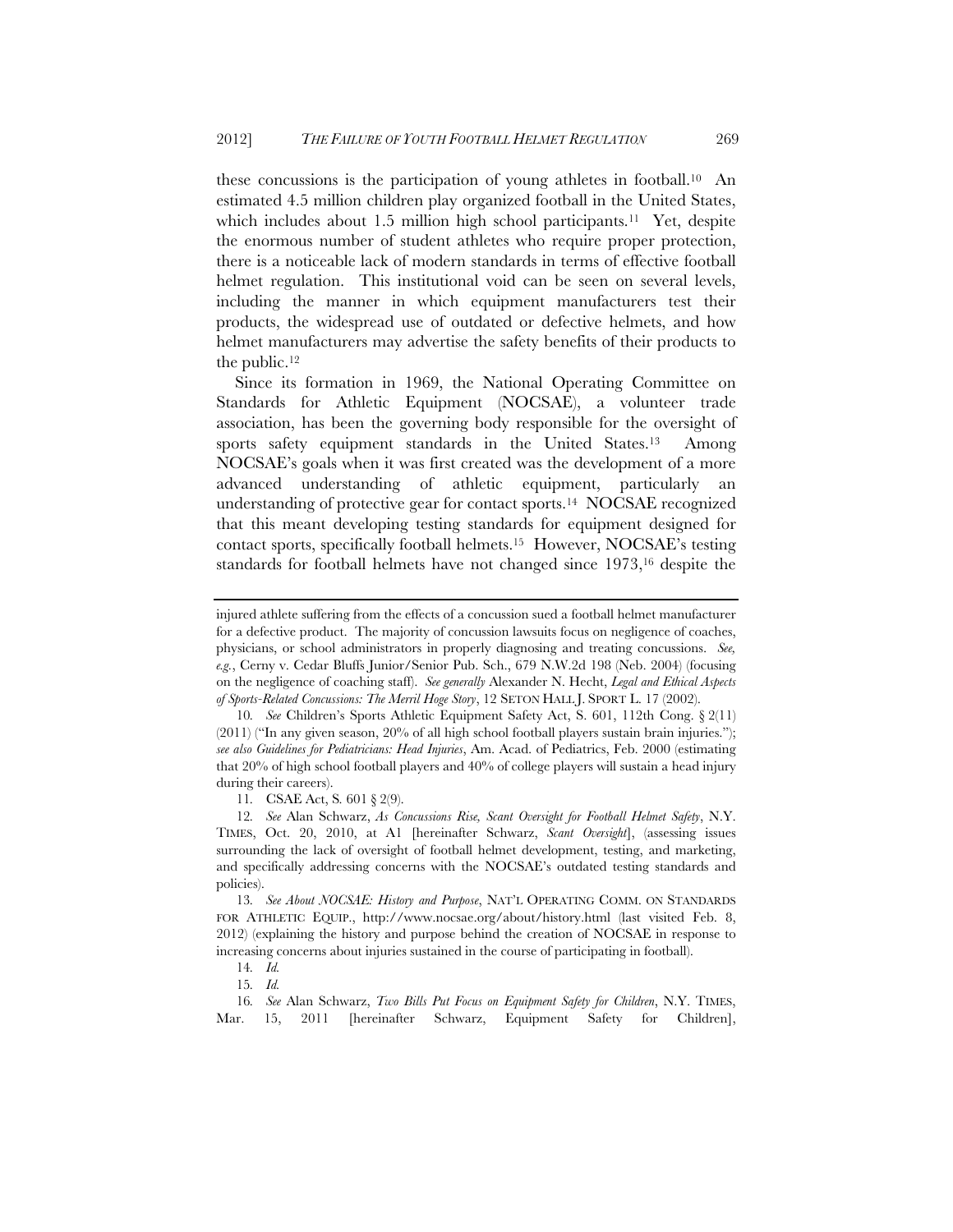these concussions is the participation of young athletes in football.[10] An estimated 4.5 million children play organized football in the United States, which includes about 1.5 million high school participants.[11] Yet, despite the enormous number of student athletes who require proper protection, there is a noticeable lack of modern standards in terms of effective football helmet regulation. This institutional void can be seen on several levels, including the manner in which equipment manufacturers test their products, the widespread use of outdated or defective helmets, and how helmet manufacturers may advertise the safety benefits of their products to the public.[12]

Since its formation in 1969, the National Operating Committee on Standards for Athletic Equipment (NOCSAE), a volunteer trade association, has been the governing body responsible for the oversight of sports safety equipment standards in the United States.[13] Among NOCSAE's goals when it was first created was the development of a more advanced understanding of athletic equipment, particularly an understanding of protective gear for contact sports.[14] NOCSAE recognized that this meant developing testing standards for equipment designed for contact sports, specifically football helmets.[15] However, NOCSAE's testing standards for football helmets have not changed since 1973,[16] despite the

---

injured athlete suffering from the effects of a concussion sued a football helmet manufacturer for a defective product. The majority of concussion lawsuits focus on negligence of coaches, physicians, or school administrators in properly diagnosing and treating concussions. *See, e.g.*, Cerny v. Cedar Bluffs Junior/Senior Pub. Sch., 679 N.W.2d 198 (Neb. 2004) (focusing on the negligence of coaching staff). *See generally* Alexander N. Hecht, *Legal and Ethical Aspects of Sports-Related Concussions: The Merril Hoge Story*, 12 SETON HALL J. SPORT L. 17 (2002).

10. *See* Children's Sports Athletic Equipment Safety Act, S. 601, 112th Cong. § 2(11) (2011) ("In any given season, 20% of all high school football players sustain brain injuries."); *see also Guidelines for Pediatricians: Head Injuries*, Am. Acad. of Pediatrics, Feb. 2000 (estimating that 20% of high school football players and 40% of college players will sustain a head injury during their careers).

11. CSAE Act, S. 601 § 2(9).

12. *See* Alan Schwarz, *As Concussions Rise, Scant Oversight for Football Helmet Safety*, N.Y. TIMES, Oct. 20, 2010, at A1 [hereinafter Schwarz, *Scant Oversight*], (assessing issues surrounding the lack of oversight of football helmet development, testing, and marketing, and specifically addressing concerns with the NOCSAE's outdated testing standards and policies).

13. *See About NOCSAE: History and Purpose*, NAT'L OPERATING COMM. ON STANDARDS FOR ATHLETIC EQUIP., http://www.nocsae.org/about/history.html (last visited Feb. 8, 2012) (explaining the history and purpose behind the creation of NOCSAE in response to increasing concerns about injuries sustained in the course of participating in football).

14. *Id.*

15. *Id.*

16. *See* Alan Schwarz, *Two Bills Put Focus on Equipment Safety for Children*, N.Y. TIMES, Mar. 15, 2011 [hereinafter Schwarz, Equipment Safety for Children],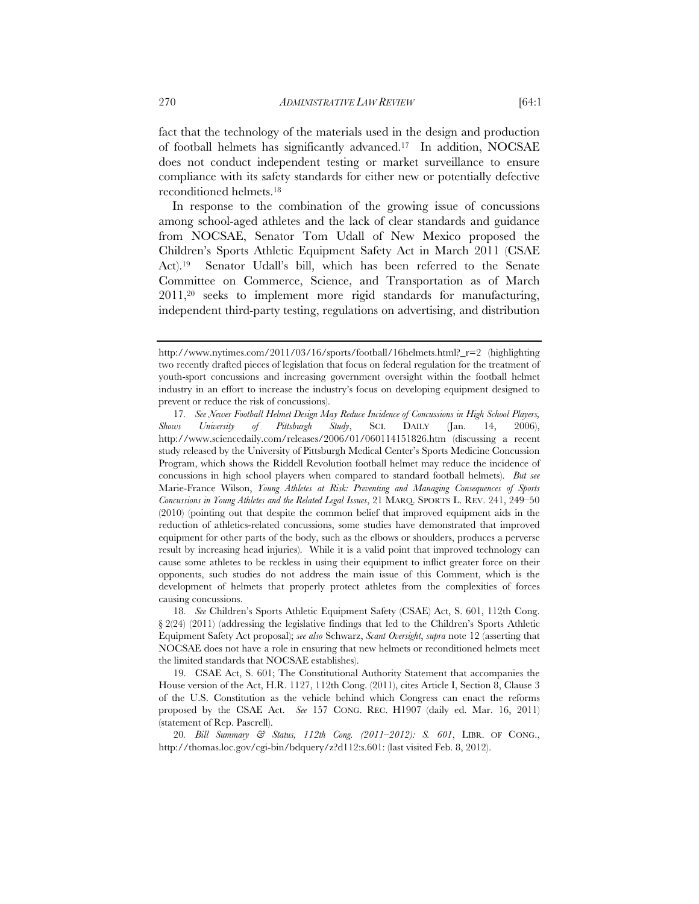fact that the technology of the materials used in the design and production of football helmets has significantly advanced.[17] In addition, NOCSAE does not conduct independent testing or market surveillance to ensure compliance with its safety standards for either new or potentially defective reconditioned helmets.[18]

In response to the combination of the growing issue of concussions among school-aged athletes and the lack of clear standards and guidance from NOCSAE, Senator Tom Udall of New Mexico proposed the Children's Sports Athletic Equipment Safety Act in March 2011 (CSAE Act).[19] Senator Udall's bill, which has been referred to the Senate Committee on Commerce, Science, and Transportation as of March 2011,[20] seeks to implement more rigid standards for manufacturing, independent third-party testing, regulations on advertising, and distribution

---

http://www.nytimes.com/2011/03/16/sports/football/16helmets.html?_r=2 (highlighting two recently drafted pieces of legislation that focus on federal regulation for the treatment of youth-sport concussions and increasing government oversight within the football helmet industry in an effort to increase the industry's focus on developing equipment designed to prevent or reduce the risk of concussions).

17. *See Newer Football Helmet Design May Reduce Incidence of Concussions in High School Players, Shows University of Pittsburgh Study*, SCI. DAILY (Jan. 14, 2006), http://www.sciencedaily.com/releases/2006/01/060114151826.htm (discussing a recent study released by the University of Pittsburgh Medical Center's Sports Medicine Concussion Program, which shows the Riddell Revolution football helmet may reduce the incidence of concussions in high school players when compared to standard football helmets). *But see* Marie-France Wilson, *Young Athletes at Risk: Preventing and Managing Consequences of Sports Concussions in Young Athletes and the Related Legal Issues*, 21 MARQ. SPORTS L. REV. 241, 249–50 (2010) (pointing out that despite the common belief that improved equipment aids in the reduction of athletics-related concussions, some studies have demonstrated that improved equipment for other parts of the body, such as the elbows or shoulders, produces a perverse result by increasing head injuries). While it is a valid point that improved technology can cause some athletes to be reckless in using their equipment to inflict greater force on their opponents, such studies do not address the main issue of this Comment, which is the development of helmets that properly protect athletes from the complexities of forces causing concussions.

18. *See* Children's Sports Athletic Equipment Safety (CSAE) Act, S. 601, 112th Cong. § 2(24) (2011) (addressing the legislative findings that led to the Children's Sports Athletic Equipment Safety Act proposal); *see also* Schwarz, *Scant Oversight*, *supra* note 12 (asserting that NOCSAE does not have a role in ensuring that new helmets or reconditioned helmets meet the limited standards that NOCSAE establishes).

19. CSAE Act, S. 601; The Constitutional Authority Statement that accompanies the House version of the Act, H.R. 1127, 112th Cong. (2011), cites Article I, Section 8, Clause 3 of the U.S. Constitution as the vehicle behind which Congress can enact the reforms proposed by the CSAE Act. *See* 157 CONG. REC. H1907 (daily ed. Mar. 16, 2011) (statement of Rep. Pascrell).

20. *Bill Summary & Status, 112th Cong. (2011–2012): S. 601*, LIBR. OF CONG., http://thomas.loc.gov/cgi-bin/bdquery/z?d112:s.601: (last visited Feb. 8, 2012).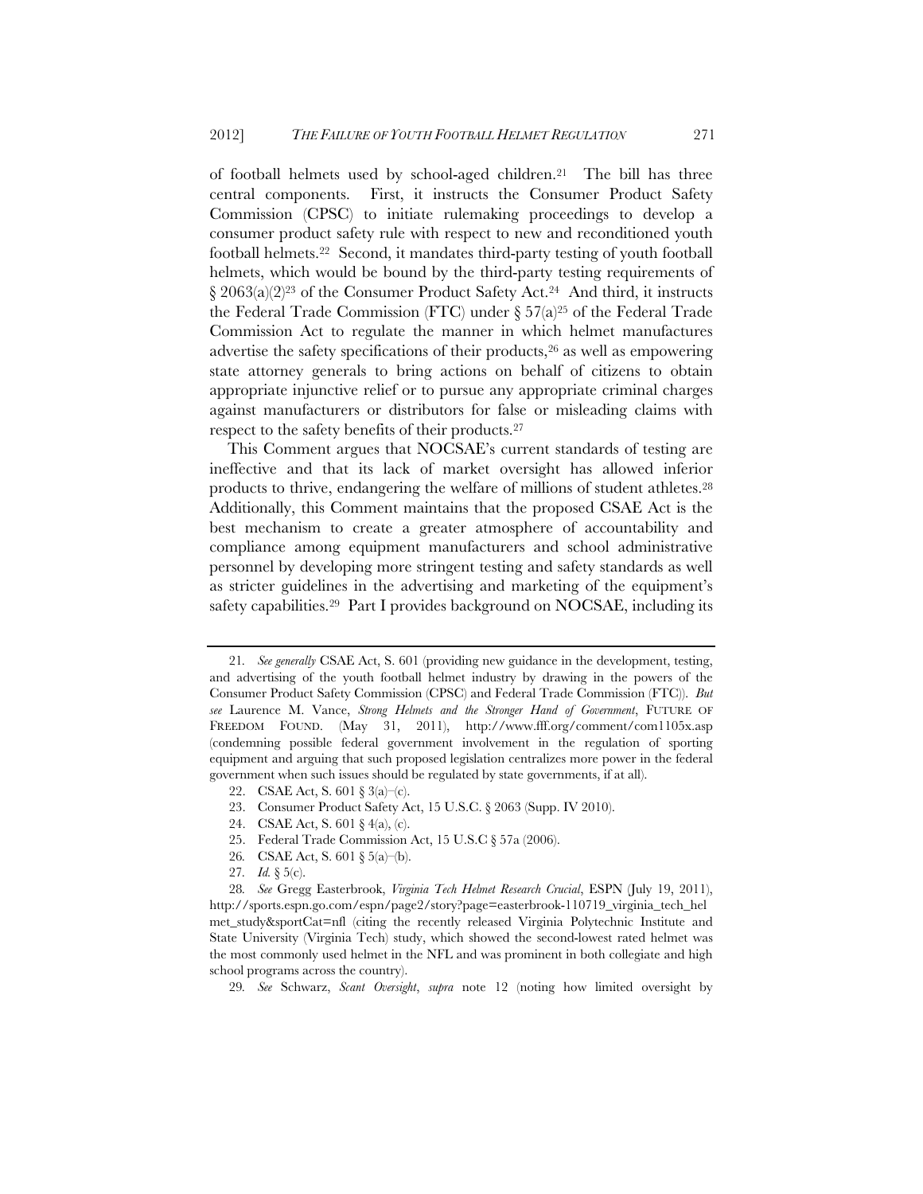of football helmets used by school-aged children.[21] The bill has three central components. First, it instructs the Consumer Product Safety Commission (CPSC) to initiate rulemaking proceedings to develop a consumer product safety rule with respect to new and reconditioned youth football helmets.[22] Second, it mandates third-party testing of youth football helmets, which would be bound by the third-party testing requirements of § 2063(a)(2)[23] of the Consumer Product Safety Act.[24] And third, it instructs the Federal Trade Commission (FTC) under § 57(a)[25] of the Federal Trade Commission Act to regulate the manner in which helmet manufactures advertise the safety specifications of their products,[26] as well as empowering state attorney generals to bring actions on behalf of citizens to obtain appropriate injunctive relief or to pursue any appropriate criminal charges against manufacturers or distributors for false or misleading claims with respect to the safety benefits of their products.[27]

This Comment argues that NOCSAE's current standards of testing are ineffective and that its lack of market oversight has allowed inferior products to thrive, endangering the welfare of millions of student athletes.[28] Additionally, this Comment maintains that the proposed CSAE Act is the best mechanism to create a greater atmosphere of accountability and compliance among equipment manufacturers and school administrative personnel by developing more stringent testing and safety standards as well as stricter guidelines in the advertising and marketing of the equipment's safety capabilities.[29] Part I provides background on NOCSAE, including its

---

21. *See generally* CSAE Act, S. 601 (providing new guidance in the development, testing, and advertising of the youth football helmet industry by drawing in the powers of the Consumer Product Safety Commission (CPSC) and Federal Trade Commission (FTC)). *But see* Laurence M. Vance, *Strong Helmets and the Stronger Hand of Government*, FUTURE OF FREEDOM FOUND. (May 31, 2011), http://www.fff.org/comment/com1105x.asp (condemning possible federal government involvement in the regulation of sporting equipment and arguing that such proposed legislation centralizes more power in the federal government when such issues should be regulated by state governments, if at all).

22. CSAE Act, S. 601 § 3(a)–(c).

23. Consumer Product Safety Act, 15 U.S.C. § 2063 (Supp. IV 2010).

24. CSAE Act, S. 601 § 4(a), (c).

25. Federal Trade Commission Act, 15 U.S.C § 57a (2006).

26. CSAE Act, S. 601 § 5(a)–(b).

27. *Id.* § 5(c).

28. *See* Gregg Easterbrook, *Virginia Tech Helmet Research Crucial*, ESPN (July 19, 2011), http://sports.espn.go.com/espn/page2/story?page=easterbrook-110719_virginia_tech_helmet_study&sportCat=nfl (citing the recently released Virginia Polytechnic Institute and State University (Virginia Tech) study, which showed the second-lowest rated helmet was the most commonly used helmet in the NFL and was prominent in both collegiate and high school programs across the country).

29. *See* Schwarz, *Scant Oversight*, *supra* note 12 (noting how limited oversight by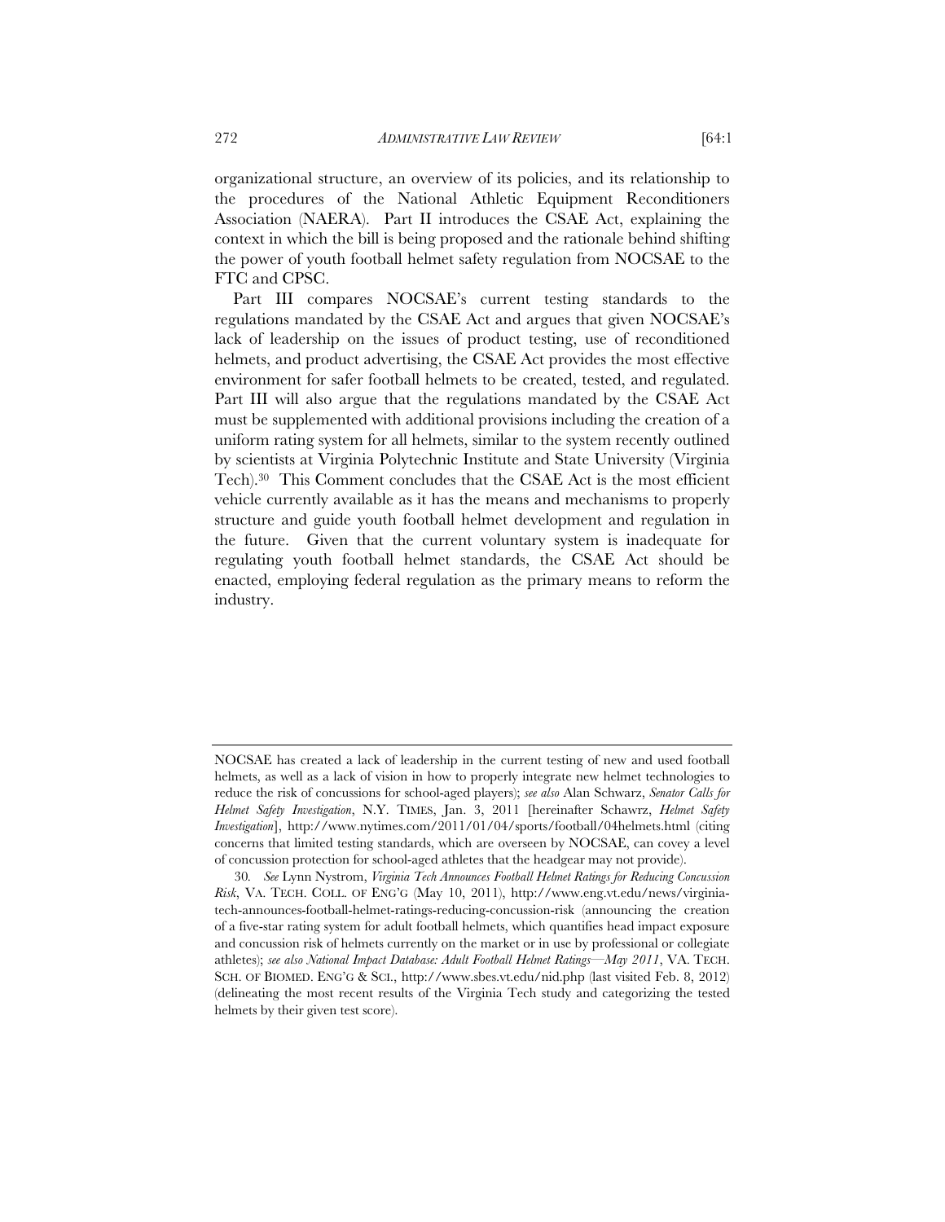organizational structure, an overview of its policies, and its relationship to the procedures of the National Athletic Equipment Reconditioners Association (NAERA). Part II introduces the CSAE Act, explaining the context in which the bill is being proposed and the rationale behind shifting the power of youth football helmet safety regulation from NOCSAE to the FTC and CPSC.

Part III compares NOCSAE's current testing standards to the regulations mandated by the CSAE Act and argues that given NOCSAE's lack of leadership on the issues of product testing, use of reconditioned helmets, and product advertising, the CSAE Act provides the most effective environment for safer football helmets to be created, tested, and regulated. Part III will also argue that the regulations mandated by the CSAE Act must be supplemented with additional provisions including the creation of a uniform rating system for all helmets, similar to the system recently outlined by scientists at Virginia Polytechnic Institute and State University (Virginia Tech).[30] This Comment concludes that the CSAE Act is the most efficient vehicle currently available as it has the means and mechanisms to properly structure and guide youth football helmet development and regulation in the future. Given that the current voluntary system is inadequate for regulating youth football helmet standards, the CSAE Act should be enacted, employing federal regulation as the primary means to reform the industry.

---

NOCSAE has created a lack of leadership in the current testing of new and used football helmets, as well as a lack of vision in how to properly integrate new helmet technologies to reduce the risk of concussions for school-aged players); *see also* Alan Schwarz, *Senator Calls for Helmet Safety Investigation*, N.Y. TIMES, Jan. 3, 2011 [hereinafter Schawrz, *Helmet Safety Investigation*], http://www.nytimes.com/2011/01/04/sports/football/04helmets.html (citing concerns that limited testing standards, which are overseen by NOCSAE, can covey a level of concussion protection for school-aged athletes that the headgear may not provide).

30. *See* Lynn Nystrom, *Virginia Tech Announces Football Helmet Ratings for Reducing Concussion Risk*, VA. TECH. COLL. OF ENG'G (May 10, 2011), http://www.eng.vt.edu/news/virginia-tech-announces-football-helmet-ratings-reducing-concussion-risk (announcing the creation of a five-star rating system for adult football helmets, which quantifies head impact exposure and concussion risk of helmets currently on the market or in use by professional or collegiate athletes); *see also National Impact Database: Adult Football Helmet Ratings—May 2011*, VA. TECH. SCH. OF BIOMED. ENG'G & SCI., http://www.sbes.vt.edu/nid.php (last visited Feb. 8, 2012) (delineating the most recent results of the Virginia Tech study and categorizing the tested helmets by their given test score).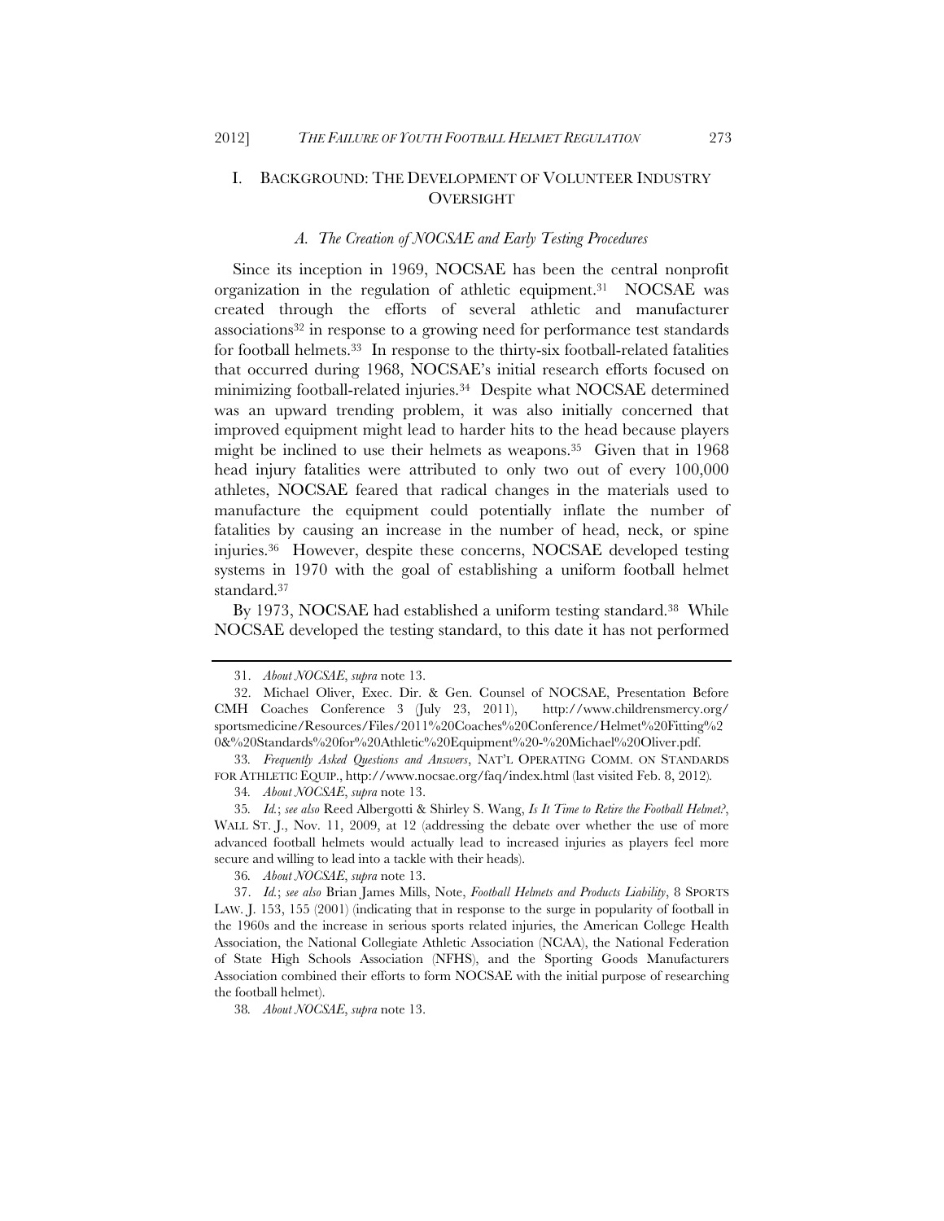## I. Background: The Development of Volunteer Industry Oversight

### *A. The Creation of NOCSAE and Early Testing Procedures*

Since its inception in 1969, NOCSAE has been the central nonprofit organization in the regulation of athletic equipment.[31] NOCSAE was created through the efforts of several athletic and manufacturer associations[32] in response to a growing need for performance test standards for football helmets.[33] In response to the thirty-six football-related fatalities that occurred during 1968, NOCSAE's initial research efforts focused on minimizing football-related injuries.[34] Despite what NOCSAE determined was an upward trending problem, it was also initially concerned that improved equipment might lead to harder hits to the head because players might be inclined to use their helmets as weapons.[35] Given that in 1968 head injury fatalities were attributed to only two out of every 100,000 athletes, NOCSAE feared that radical changes in the materials used to manufacture the equipment could potentially inflate the number of fatalities by causing an increase in the number of head, neck, or spine injuries.[36] However, despite these concerns, NOCSAE developed testing systems in 1970 with the goal of establishing a uniform football helmet standard.[37]

By 1973, NOCSAE had established a uniform testing standard.[38] While NOCSAE developed the testing standard, to this date it has not performed

---

31. *About NOCSAE*, *supra* note 13.

32. Michael Oliver, Exec. Dir. & Gen. Counsel of NOCSAE, Presentation Before CMH Coaches Conference 3 (July 23, 2011), http://www.childrensmercy.org/sportsmedicine/Resources/Files/2011%20Coaches%20Conference/Helmet%20Fitting%20&%20Standards%20for%20Athletic%20Equipment%20-%20Michael%20Oliver.pdf.

33. *Frequently Asked Questions and Answers*, NAT'L OPERATING COMM. ON STANDARDS FOR ATHLETIC EQUIP., http://www.nocsae.org/faq/index.html (last visited Feb. 8, 2012).

34. *About NOCSAE*, *supra* note 13.

35. *Id.*; *see also* Reed Albergotti & Shirley S. Wang, *Is It Time to Retire the Football Helmet?*, WALL ST. J., Nov. 11, 2009, at 12 (addressing the debate over whether the use of more advanced football helmets would actually lead to increased injuries as players feel more secure and willing to lead into a tackle with their heads).

36. *About NOCSAE*, *supra* note 13.

37. *Id.*; *see also* Brian James Mills, Note, *Football Helmets and Products Liability*, 8 SPORTS LAW. J. 153, 155 (2001) (indicating that in response to the surge in popularity of football in the 1960s and the increase in serious sports related injuries, the American College Health Association, the National Collegiate Athletic Association (NCAA), the National Federation of State High Schools Association (NFHS), and the Sporting Goods Manufacturers Association combined their efforts to form NOCSAE with the initial purpose of researching the football helmet).

38. *About NOCSAE*, *supra* note 13.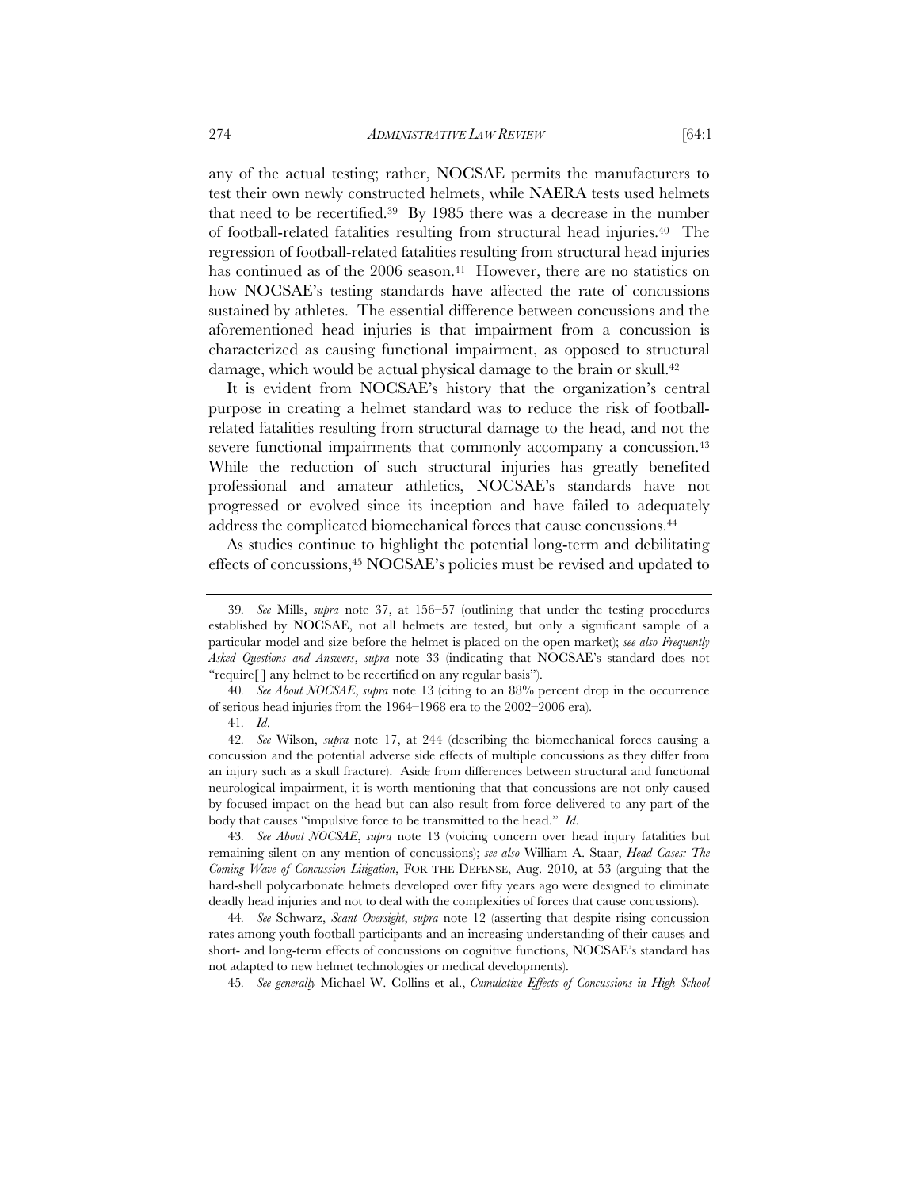any of the actual testing; rather, NOCSAE permits the manufacturers to test their own newly constructed helmets, while NAERA tests used helmets that need to be recertified.[39] By 1985 there was a decrease in the number of football-related fatalities resulting from structural head injuries.[40] The regression of football-related fatalities resulting from structural head injuries has continued as of the 2006 season.[41] However, there are no statistics on how NOCSAE's testing standards have affected the rate of concussions sustained by athletes. The essential difference between concussions and the aforementioned head injuries is that impairment from a concussion is characterized as causing functional impairment, as opposed to structural damage, which would be actual physical damage to the brain or skull.[42]

It is evident from NOCSAE's history that the organization's central purpose in creating a helmet standard was to reduce the risk of football-related fatalities resulting from structural damage to the head, and not the severe functional impairments that commonly accompany a concussion.[43] While the reduction of such structural injuries has greatly benefited professional and amateur athletics, NOCSAE's standards have not progressed or evolved since its inception and have failed to adequately address the complicated biomechanical forces that cause concussions.[44]

As studies continue to highlight the potential long-term and debilitating effects of concussions,[45] NOCSAE's policies must be revised and updated to

---

39. *See* Mills, *supra* note 37, at 156–57 (outlining that under the testing procedures established by NOCSAE, not all helmets are tested, but only a significant sample of a particular model and size before the helmet is placed on the open market); *see also Frequently Asked Questions and Answers*, *supra* note 33 (indicating that NOCSAE's standard does not "require[ ] any helmet to be recertified on any regular basis").

40. *See About NOCSAE*, *supra* note 13 (citing to an 88% percent drop in the occurrence of serious head injuries from the 1964–1968 era to the 2002–2006 era).

41. *Id*.

42. *See* Wilson, *supra* note 17, at 244 (describing the biomechanical forces causing a concussion and the potential adverse side effects of multiple concussions as they differ from an injury such as a skull fracture). Aside from differences between structural and functional neurological impairment, it is worth mentioning that that concussions are not only caused by focused impact on the head but can also result from force delivered to any part of the body that causes "impulsive force to be transmitted to the head." *Id*.

43. *See About NOCSAE*, *supra* note 13 (voicing concern over head injury fatalities but remaining silent on any mention of concussions); *see also* William A. Staar, *Head Cases: The Coming Wave of Concussion Litigation*, FOR THE DEFENSE, Aug. 2010, at 53 (arguing that the hard-shell polycarbonate helmets developed over fifty years ago were designed to eliminate deadly head injuries and not to deal with the complexities of forces that cause concussions).

44. *See* Schwarz, *Scant Oversight*, *supra* note 12 (asserting that despite rising concussion rates among youth football participants and an increasing understanding of their causes and short- and long-term effects of concussions on cognitive functions, NOCSAE's standard has not adapted to new helmet technologies or medical developments).

45. *See generally* Michael W. Collins et al., *Cumulative Effects of Concussions in High School*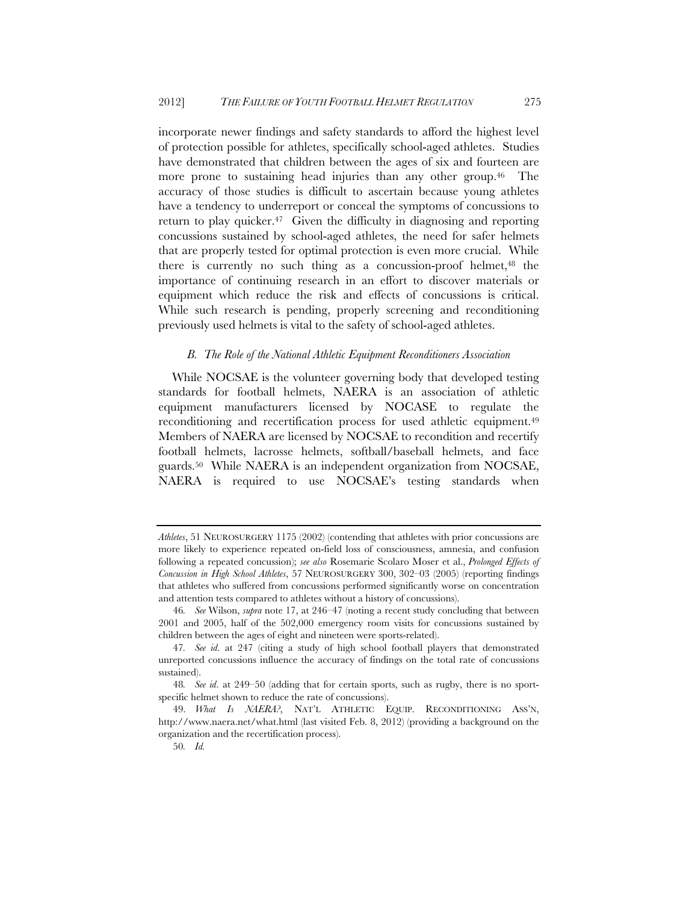incorporate newer findings and safety standards to afford the highest level of protection possible for athletes, specifically school-aged athletes. Studies have demonstrated that children between the ages of six and fourteen are more prone to sustaining head injuries than any other group.[46] The accuracy of those studies is difficult to ascertain because young athletes have a tendency to underreport or conceal the symptoms of concussions to return to play quicker.[47] Given the difficulty in diagnosing and reporting concussions sustained by school-aged athletes, the need for safer helmets that are properly tested for optimal protection is even more crucial. While there is currently no such thing as a concussion-proof helmet,[48] the importance of continuing research in an effort to discover materials or equipment which reduce the risk and effects of concussions is critical. While such research is pending, properly screening and reconditioning previously used helmets is vital to the safety of school-aged athletes.

### *B. The Role of the National Athletic Equipment Reconditioners Association*

While NOCSAE is the volunteer governing body that developed testing standards for football helmets, NAERA is an association of athletic equipment manufacturers licensed by NOCASE to regulate the reconditioning and recertification process for used athletic equipment.[49] Members of NAERA are licensed by NOCSAE to recondition and recertify football helmets, lacrosse helmets, softball/baseball helmets, and face guards.[50] While NAERA is an independent organization from NOCSAE, NAERA is required to use NOCSAE's testing standards when

---

*Athletes*, 51 NEUROSURGERY 1175 (2002) (contending that athletes with prior concussions are more likely to experience repeated on-field loss of consciousness, amnesia, and confusion following a repeated concussion); *see also* Rosemarie Scolaro Moser et al., *Prolonged Effects of Concussion in High School Athletes*, 57 NEUROSURGERY 300, 302–03 (2005) (reporting findings that athletes who suffered from concussions performed significantly worse on concentration and attention tests compared to athletes without a history of concussions).

46. *See* Wilson, *supra* note 17, at 246–47 (noting a recent study concluding that between 2001 and 2005, half of the 502,000 emergency room visits for concussions sustained by children between the ages of eight and nineteen were sports-related).

47. *See id*. at 247 (citing a study of high school football players that demonstrated unreported concussions influence the accuracy of findings on the total rate of concussions sustained).

48. *See id*. at 249–50 (adding that for certain sports, such as rugby, there is no sport-specific helmet shown to reduce the rate of concussions).

49. *What Is NAERA?*, NAT'L ATHLETIC EQUIP. RECONDITIONING ASS'N, http://www.naera.net/what.html (last visited Feb. 8, 2012) (providing a background on the organization and the recertification process).

50. *Id.*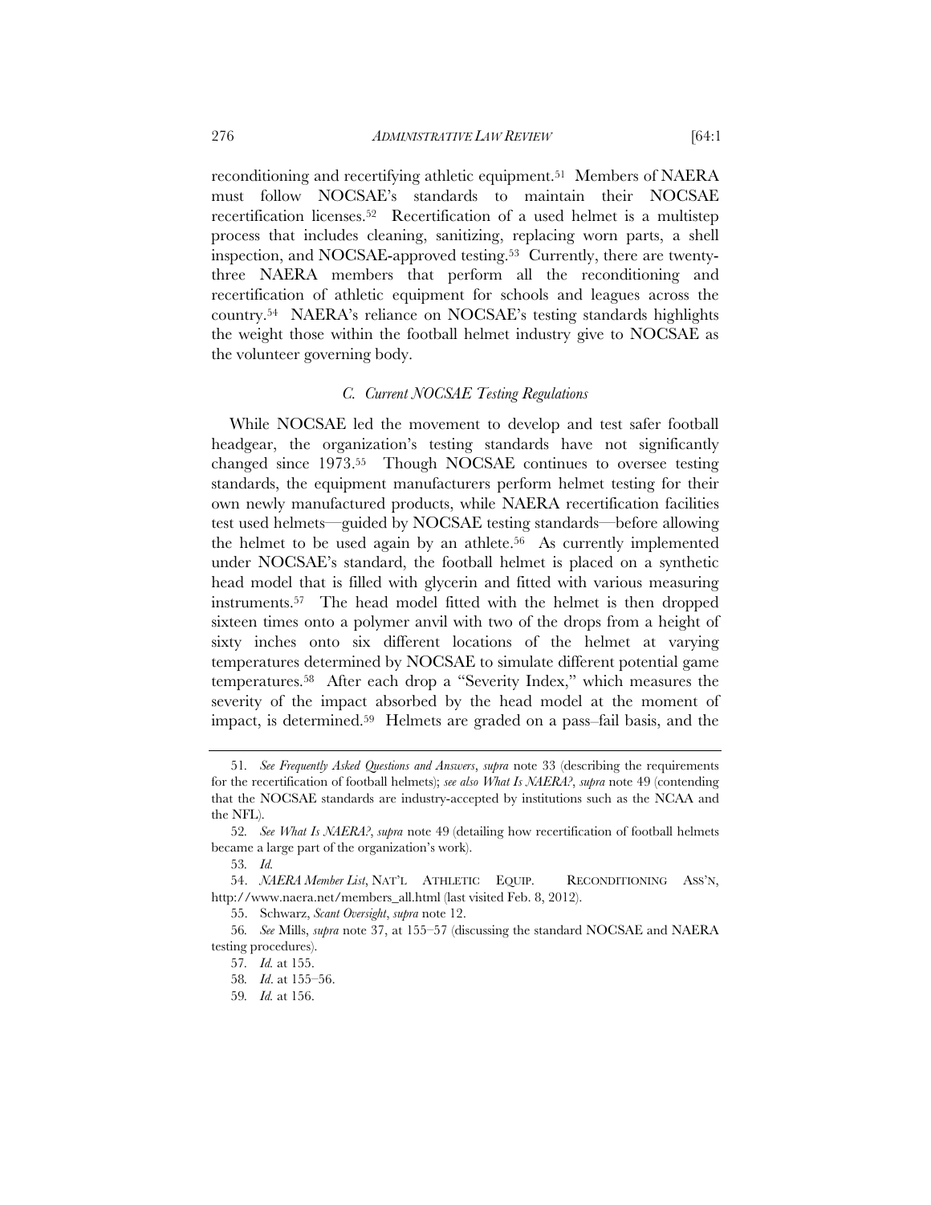reconditioning and recertifying athletic equipment.[51] Members of NAERA must follow NOCSAE's standards to maintain their NOCSAE recertification licenses.[52] Recertification of a used helmet is a multistep process that includes cleaning, sanitizing, replacing worn parts, a shell inspection, and NOCSAE-approved testing.[53] Currently, there are twenty-three NAERA members that perform all the reconditioning and recertification of athletic equipment for schools and leagues across the country.[54] NAERA's reliance on NOCSAE's testing standards highlights the weight those within the football helmet industry give to NOCSAE as the volunteer governing body.

### *C. Current NOCSAE Testing Regulations*

While NOCSAE led the movement to develop and test safer football headgear, the organization's testing standards have not significantly changed since 1973.[55] Though NOCSAE continues to oversee testing standards, the equipment manufacturers perform helmet testing for their own newly manufactured products, while NAERA recertification facilities test used helmets—guided by NOCSAE testing standards—before allowing the helmet to be used again by an athlete.[56] As currently implemented under NOCSAE's standard, the football helmet is placed on a synthetic head model that is filled with glycerin and fitted with various measuring instruments.[57] The head model fitted with the helmet is then dropped sixteen times onto a polymer anvil with two of the drops from a height of sixty inches onto six different locations of the helmet at varying temperatures determined by NOCSAE to simulate different potential game temperatures.[58] After each drop a "Severity Index," which measures the severity of the impact absorbed by the head model at the moment of impact, is determined.[59] Helmets are graded on a pass–fail basis, and the

---

51. *See Frequently Asked Questions and Answers*, *supra* note 33 (describing the requirements for the recertification of football helmets); *see also What Is NAERA?*, *supra* note 49 (contending that the NOCSAE standards are industry-accepted by institutions such as the NCAA and the NFL).

52. *See What Is NAERA?*, *supra* note 49 (detailing how recertification of football helmets became a large part of the organization's work).

53. *Id.*

54. *NAERA Member List*, NAT'L ATHLETIC EQUIP. RECONDITIONING ASS'N, http://www.naera.net/members_all.html (last visited Feb. 8, 2012).

55. Schwarz, *Scant Oversight*, *supra* note 12.

56. *See* Mills, *supra* note 37, at 155–57 (discussing the standard NOCSAE and NAERA testing procedures).

57. *Id.* at 155.

58. *Id*. at 155–56.

59. *Id.* at 156.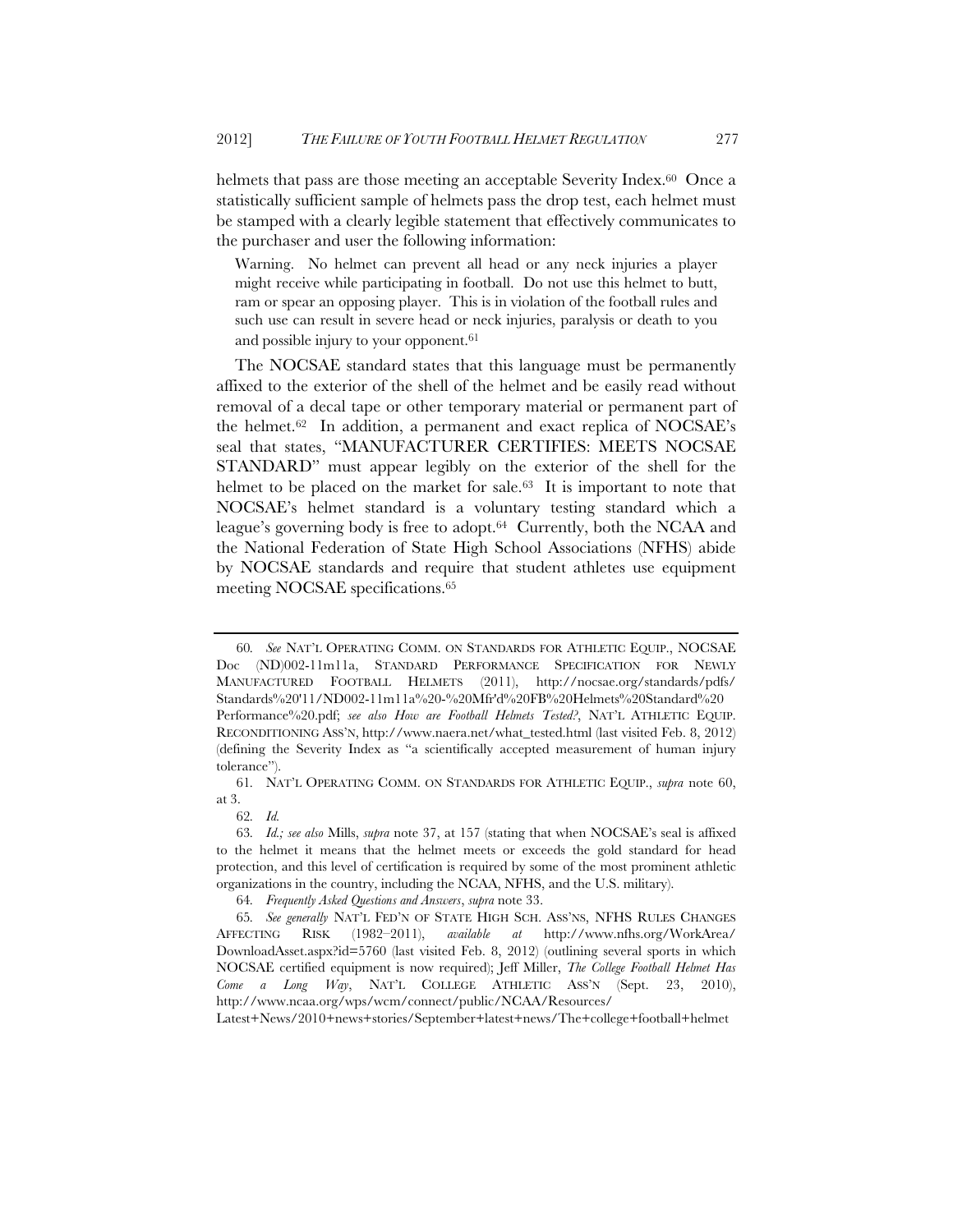helmets that pass are those meeting an acceptable Severity Index.[60] Once a statistically sufficient sample of helmets pass the drop test, each helmet must be stamped with a clearly legible statement that effectively communicates to the purchaser and user the following information:

> Warning. No helmet can prevent all head or any neck injuries a player might receive while participating in football. Do not use this helmet to butt, ram or spear an opposing player. This is in violation of the football rules and such use can result in severe head or neck injuries, paralysis or death to you and possible injury to your opponent.[61]

The NOCSAE standard states that this language must be permanently affixed to the exterior of the shell of the helmet and be easily read without removal of a decal tape or other temporary material or permanent part of the helmet.[62] In addition, a permanent and exact replica of NOCSAE's seal that states, "MANUFACTURER CERTIFIES: MEETS NOCSAE STANDARD" must appear legibly on the exterior of the shell for the helmet to be placed on the market for sale.[63] It is important to note that NOCSAE's helmet standard is a voluntary testing standard which a league's governing body is free to adopt.[64] Currently, both the NCAA and the National Federation of State High School Associations (NFHS) abide by NOCSAE standards and require that student athletes use equipment meeting NOCSAE specifications.[65]

---

60. *See* NAT'L OPERATING COMM. ON STANDARDS FOR ATHLETIC EQUIP., NOCSAE Doc (ND)002-11m11a, STANDARD PERFORMANCE SPECIFICATION FOR NEWLY MANUFACTURED FOOTBALL HELMETS (2011), http://nocsae.org/standards/pdfs/Standards%20'11/ND002-11m11a%20-%20Mfr'd%20FB%20Helmets%20Standard%20Performance%20.pdf; *see also How are Football Helmets Tested?*, NAT'L ATHLETIC EQUIP. RECONDITIONING ASS'N, http://www.naera.net/what_tested.html (last visited Feb. 8, 2012) (defining the Severity Index as "a scientifically accepted measurement of human injury tolerance").

61. NAT'L OPERATING COMM. ON STANDARDS FOR ATHLETIC EQUIP., *supra* note 60, at 3.

62. *Id.*

63. *Id.; see also* Mills, *supra* note 37, at 157 (stating that when NOCSAE's seal is affixed to the helmet it means that the helmet meets or exceeds the gold standard for head protection, and this level of certification is required by some of the most prominent athletic organizations in the country, including the NCAA, NFHS, and the U.S. military).

64. *Frequently Asked Questions and Answers*, *supra* note 33.

65. *See generally* NAT'L FED'N OF STATE HIGH SCH. ASS'NS, NFHS RULES CHANGES AFFECTING RISK (1982–2011), *available at* http://www.nfhs.org/WorkArea/DownloadAsset.aspx?id=5760 (last visited Feb. 8, 2012) (outlining several sports in which NOCSAE certified equipment is now required); Jeff Miller, *The College Football Helmet Has Come a Long Way*, NAT'L COLLEGE ATHLETIC ASS'N (Sept. 23, 2010), http://www.ncaa.org/wps/wcm/connect/public/NCAA/Resources/Latest+News/2010+news+stories/September+latest+news/The+college+football+helmet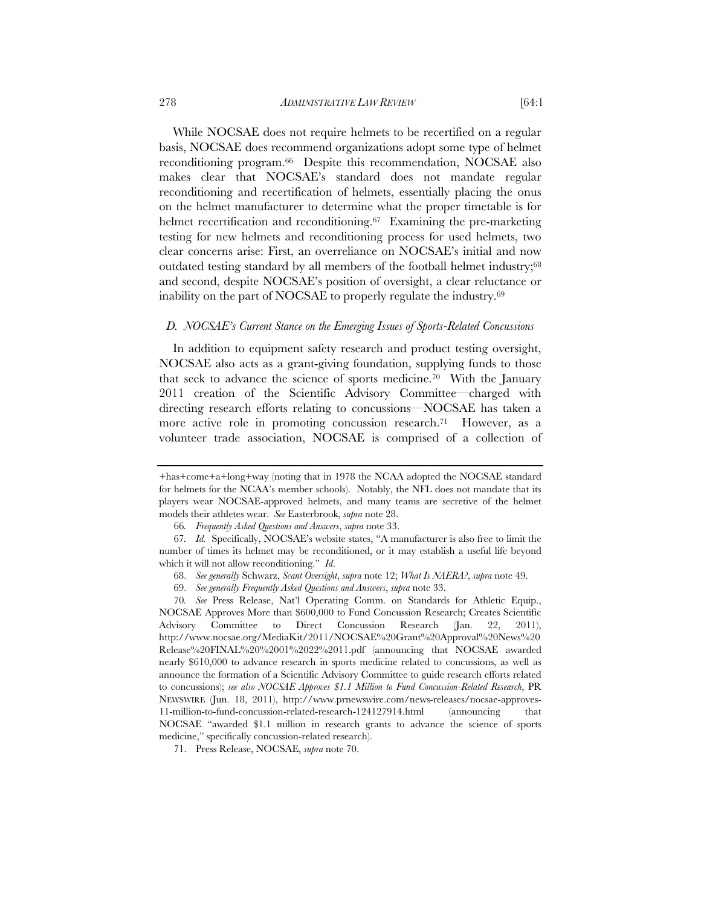While NOCSAE does not require helmets to be recertified on a regular basis, NOCSAE does recommend organizations adopt some type of helmet reconditioning program.[66] Despite this recommendation, NOCSAE also makes clear that NOCSAE's standard does not mandate regular reconditioning and recertification of helmets, essentially placing the onus on the helmet manufacturer to determine what the proper timetable is for helmet recertification and reconditioning.[67] Examining the pre-marketing testing for new helmets and reconditioning process for used helmets, two clear concerns arise: First, an overreliance on NOCSAE's initial and now outdated testing standard by all members of the football helmet industry;[68] and second, despite NOCSAE's position of oversight, a clear reluctance or inability on the part of NOCSAE to properly regulate the industry.[69]

### *D. NOCSAE's Current Stance on the Emerging Issues of Sports-Related Concussions*

In addition to equipment safety research and product testing oversight, NOCSAE also acts as a grant-giving foundation, supplying funds to those that seek to advance the science of sports medicine.[70] With the January 2011 creation of the Scientific Advisory Committee—charged with directing research efforts relating to concussions—NOCSAE has taken a more active role in promoting concussion research.[71] However, as a volunteer trade association, NOCSAE is comprised of a collection of

---

+has+come+a+long+way (noting that in 1978 the NCAA adopted the NOCSAE standard for helmets for the NCAA's member schools). Notably, the NFL does not mandate that its players wear NOCSAE-approved helmets, and many teams are secretive of the helmet models their athletes wear. *See* Easterbrook, *supra* note 28.

66. *Frequently Asked Questions and Answers*, *supra* note 33.

67. *Id.* Specifically, NOCSAE's website states, "A manufacturer is also free to limit the number of times its helmet may be reconditioned, or it may establish a useful life beyond which it will not allow reconditioning." *Id*.

68. *See generally* Schwarz, *Scant Oversight*, *supra* note 12; *What Is NAERA?*, *supra* note 49.

69. *See generally Frequently Asked Questions and Answers*, *supra* note 33.

70. *See* Press Release, Nat'l Operating Comm. on Standards for Athletic Equip., NOCSAE Approves More than $600,000 to Fund Concussion Research; Creates Scientific Advisory Committee to Direct Concussion Research (Jan. 22, 2011), http://www.nocsae.org/MediaKit/2011/NOCSAE%20Grant%20Approval%20News%20Release%20FINAL%20%2001%2022%2011.pdf (announcing that NOCSAE awarded nearly $610,000 to advance research in sports medicine related to concussions, as well as announce the formation of a Scientific Advisory Committee to guide research efforts related to concussions); *see also NOCSAE Approves $1.1 Million to Fund Concussion-Related Research*, PR NEWSWIRE (Jun. 18, 2011), http://www.prnewswire.com/news-releases/nocsae-approves-11-million-to-fund-concussion-related-research-124127914.html (announcing that NOCSAE "awarded $1.1 million in research grants to advance the science of sports medicine," specifically concussion-related research).

71. Press Release, NOCSAE, *supra* note 70.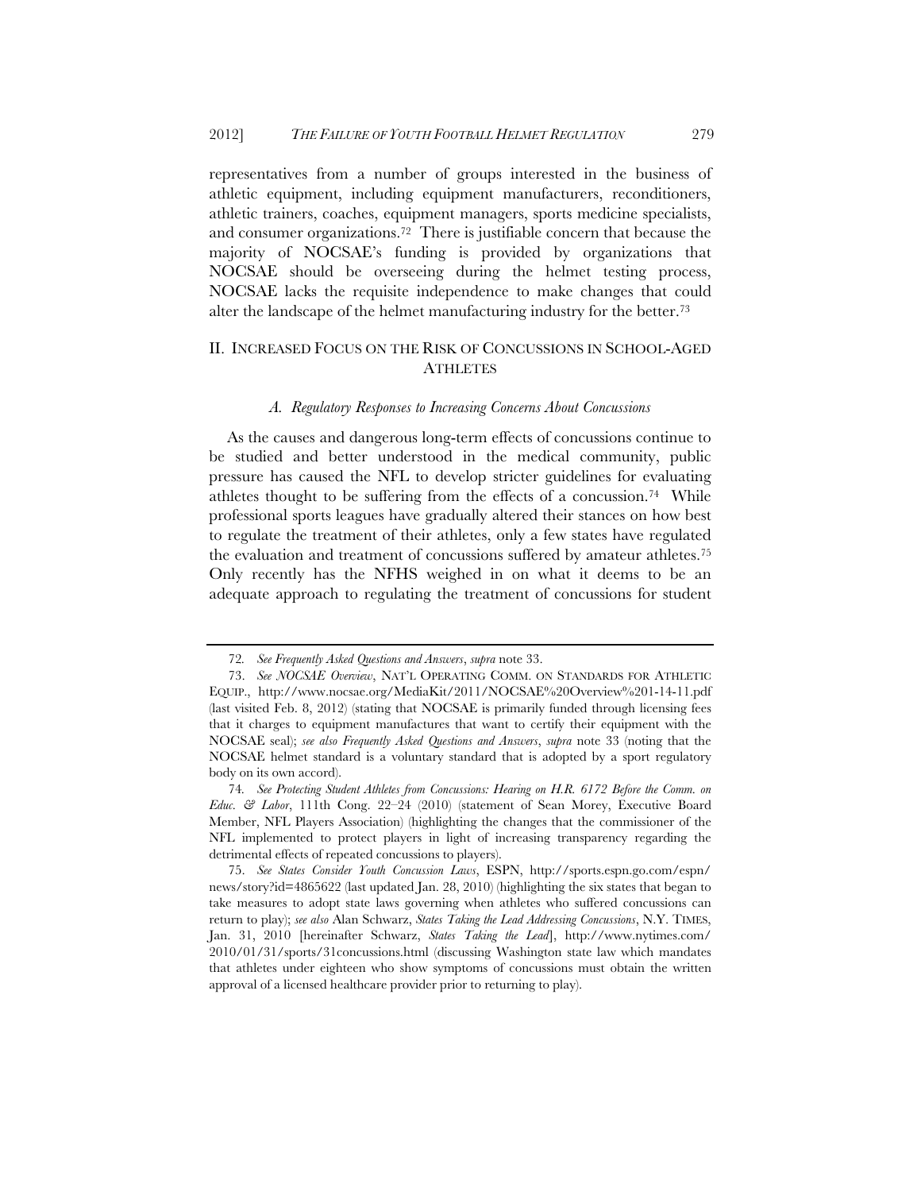representatives from a number of groups interested in the business of athletic equipment, including equipment manufacturers, reconditioners, athletic trainers, coaches, equipment managers, sports medicine specialists, and consumer organizations.[72] There is justifiable concern that because the majority of NOCSAE's funding is provided by organizations that NOCSAE should be overseeing during the helmet testing process, NOCSAE lacks the requisite independence to make changes that could alter the landscape of the helmet manufacturing industry for the better.[73]

## II. INCREASED FOCUS ON THE RISK OF CONCUSSIONS IN SCHOOL-AGED ATHLETES

### *A. Regulatory Responses to Increasing Concerns About Concussions*

As the causes and dangerous long-term effects of concussions continue to be studied and better understood in the medical community, public pressure has caused the NFL to develop stricter guidelines for evaluating athletes thought to be suffering from the effects of a concussion.[74] While professional sports leagues have gradually altered their stances on how best to regulate the treatment of their athletes, only a few states have regulated the evaluation and treatment of concussions suffered by amateur athletes.[75] Only recently has the NFHS weighed in on what it deems to be an adequate approach to regulating the treatment of concussions for student

---

72. *See Frequently Asked Questions and Answers*, *supra* note 33.

73. *See NOCSAE Overview*, NAT'L OPERATING COMM. ON STANDARDS FOR ATHLETIC EQUIP., http://www.nocsae.org/MediaKit/2011/NOCSAE%20Overview%201-14-11.pdf (last visited Feb. 8, 2012) (stating that NOCSAE is primarily funded through licensing fees that it charges to equipment manufactures that want to certify their equipment with the NOCSAE seal); *see also Frequently Asked Questions and Answers*, *supra* note 33 (noting that the NOCSAE helmet standard is a voluntary standard that is adopted by a sport regulatory body on its own accord).

74. *See Protecting Student Athletes from Concussions: Hearing on H.R. 6172 Before the Comm. on Educ. & Labor*, 111th Cong. 22–24 (2010) (statement of Sean Morey, Executive Board Member, NFL Players Association) (highlighting the changes that the commissioner of the NFL implemented to protect players in light of increasing transparency regarding the detrimental effects of repeated concussions to players).

75. *See States Consider Youth Concussion Laws*, ESPN, http://sports.espn.go.com/espn/news/story?id=4865622 (last updated Jan. 28, 2010) (highlighting the six states that began to take measures to adopt state laws governing when athletes who suffered concussions can return to play); *see also* Alan Schwarz, *States Taking the Lead Addressing Concussions*, N.Y. TIMES, Jan. 31, 2010 [hereinafter Schwarz, *States Taking the Lead*], http://www.nytimes.com/2010/01/31/sports/31concussions.html (discussing Washington state law which mandates that athletes under eighteen who show symptoms of concussions must obtain the written approval of a licensed healthcare provider prior to returning to play).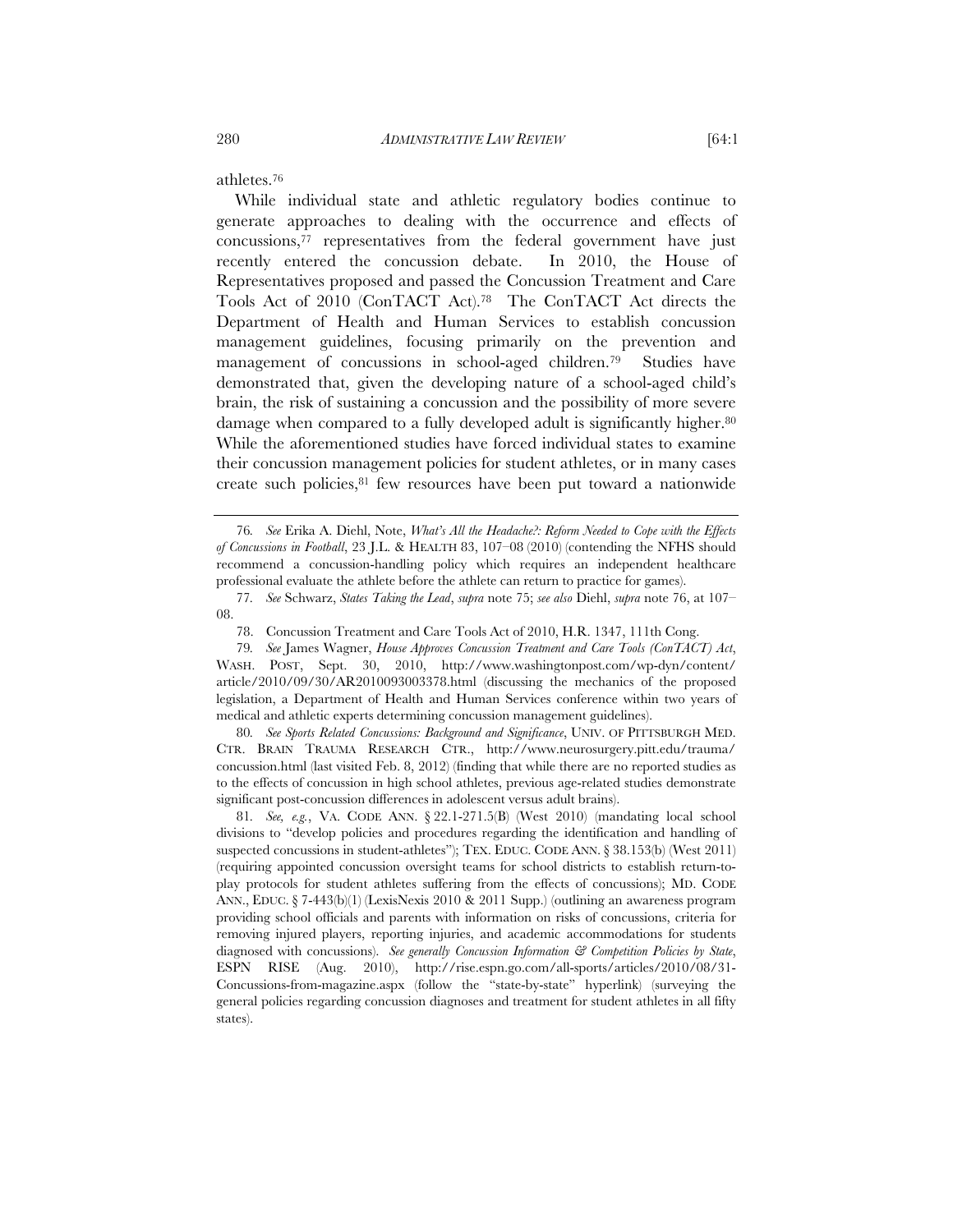athletes.[76]

While individual state and athletic regulatory bodies continue to generate approaches to dealing with the occurrence and effects of concussions,[77] representatives from the federal government have just recently entered the concussion debate. In 2010, the House of Representatives proposed and passed the Concussion Treatment and Care Tools Act of 2010 (ConTACT Act).[78] The ConTACT Act directs the Department of Health and Human Services to establish concussion management guidelines, focusing primarily on the prevention and management of concussions in school-aged children.[79] Studies have demonstrated that, given the developing nature of a school-aged child's brain, the risk of sustaining a concussion and the possibility of more severe damage when compared to a fully developed adult is significantly higher.[80] While the aforementioned studies have forced individual states to examine their concussion management policies for student athletes, or in many cases create such policies,[81] few resources have been put toward a nationwide

---

76. *See* Erika A. Diehl, Note, *What's All the Headache?: Reform Needed to Cope with the Effects of Concussions in Football*, 23 J.L. & HEALTH 83, 107–08 (2010) (contending the NFHS should recommend a concussion-handling policy which requires an independent healthcare professional evaluate the athlete before the athlete can return to practice for games).

77. *See* Schwarz, *States Taking the Lead*, *supra* note 75; *see also* Diehl, *supra* note 76, at 107–08.

78. Concussion Treatment and Care Tools Act of 2010, H.R. 1347, 111th Cong.

79. *See* James Wagner, *House Approves Concussion Treatment and Care Tools (ConTACT) Act*, WASH. POST, Sept. 30, 2010, http://www.washingtonpost.com/wp-dyn/content/article/2010/09/30/AR2010093003378.html (discussing the mechanics of the proposed legislation, a Department of Health and Human Services conference within two years of medical and athletic experts determining concussion management guidelines).

80. *See Sports Related Concussions: Background and Significance*, UNIV. OF PITTSBURGH MED. CTR. BRAIN TRAUMA RESEARCH CTR., http://www.neurosurgery.pitt.edu/trauma/concussion.html (last visited Feb. 8, 2012) (finding that while there are no reported studies as to the effects of concussion in high school athletes, previous age-related studies demonstrate significant post-concussion differences in adolescent versus adult brains).

81. *See, e.g.*, VA. CODE ANN. § 22.1-271.5(B) (West 2010) (mandating local school divisions to "develop policies and procedures regarding the identification and handling of suspected concussions in student-athletes"); TEX. EDUC. CODE ANN. § 38.153(b) (West 2011) (requiring appointed concussion oversight teams for school districts to establish return-to-play protocols for student athletes suffering from the effects of concussions); MD. CODE ANN., EDUC. § 7-443(b)(1) (LexisNexis 2010 & 2011 Supp.) (outlining an awareness program providing school officials and parents with information on risks of concussions, criteria for removing injured players, reporting injuries, and academic accommodations for students diagnosed with concussions). *See generally Concussion Information & Competition Policies by State*, ESPN RISE (Aug. 2010), http://rise.espn.go.com/all-sports/articles/2010/08/31-Concussions-from-magazine.aspx (follow the "state-by-state" hyperlink) (surveying the general policies regarding concussion diagnoses and treatment for student athletes in all fifty states).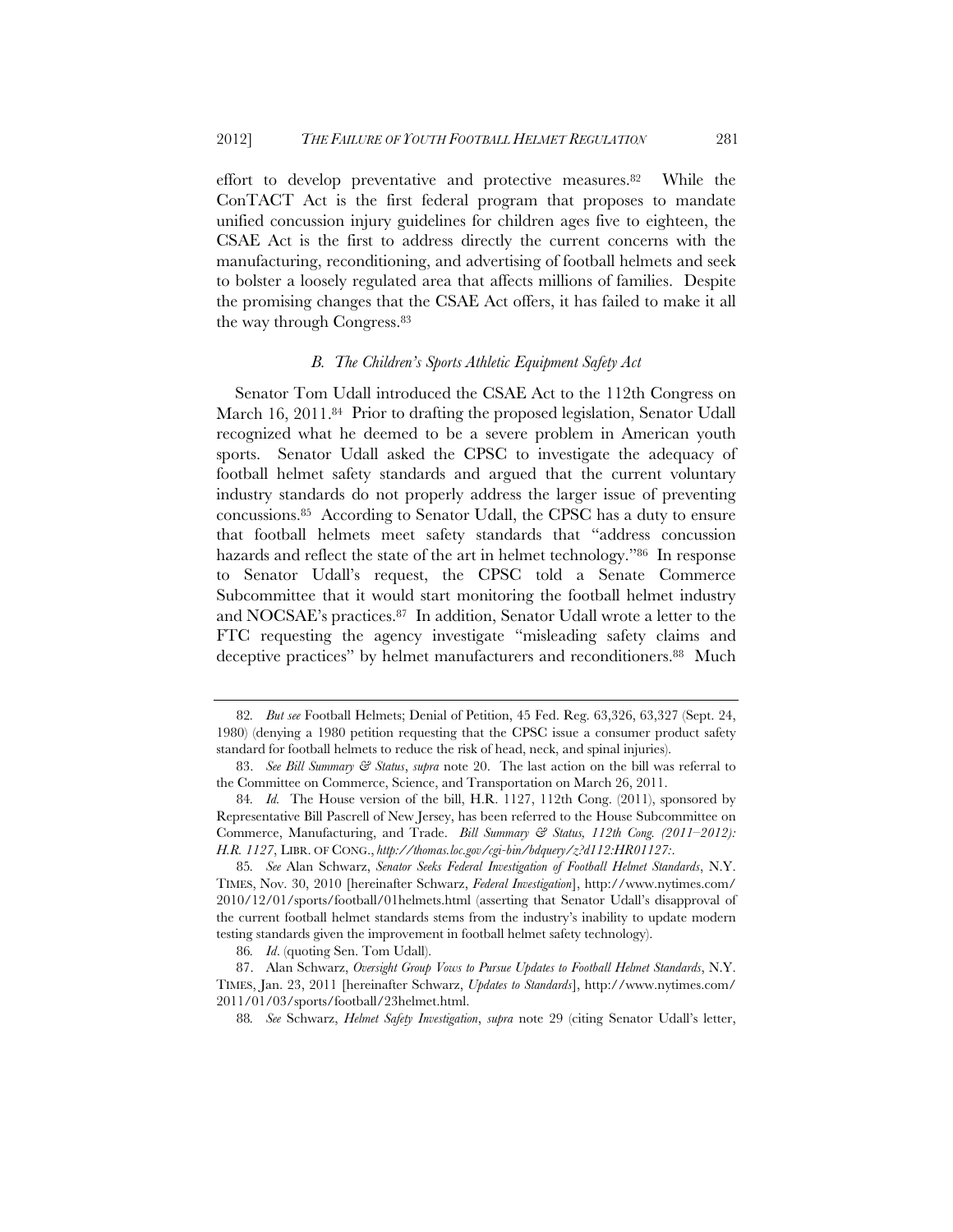effort to develop preventative and protective measures.[82] While the ConTACT Act is the first federal program that proposes to mandate unified concussion injury guidelines for children ages five to eighteen, the CSAE Act is the first to address directly the current concerns with the manufacturing, reconditioning, and advertising of football helmets and seek to bolster a loosely regulated area that affects millions of families. Despite the promising changes that the CSAE Act offers, it has failed to make it all the way through Congress.[83]

### *B. The Children's Sports Athletic Equipment Safety Act*

Senator Tom Udall introduced the CSAE Act to the 112th Congress on March 16, 2011.[84] Prior to drafting the proposed legislation, Senator Udall recognized what he deemed to be a severe problem in American youth sports. Senator Udall asked the CPSC to investigate the adequacy of football helmet safety standards and argued that the current voluntary industry standards do not properly address the larger issue of preventing concussions.[85] According to Senator Udall, the CPSC has a duty to ensure that football helmets meet safety standards that "address concussion hazards and reflect the state of the art in helmet technology."[86] In response to Senator Udall's request, the CPSC told a Senate Commerce Subcommittee that it would start monitoring the football helmet industry and NOCSAE's practices.[87] In addition, Senator Udall wrote a letter to the FTC requesting the agency investigate "misleading safety claims and deceptive practices" by helmet manufacturers and reconditioners.[88] Much

---

82. *But see* Football Helmets; Denial of Petition, 45 Fed. Reg. 63,326, 63,327 (Sept. 24, 1980) (denying a 1980 petition requesting that the CPSC issue a consumer product safety standard for football helmets to reduce the risk of head, neck, and spinal injuries).

83. *See Bill Summary & Status*, *supra* note 20. The last action on the bill was referral to the Committee on Commerce, Science, and Transportation on March 26, 2011.

84. *Id.* The House version of the bill, H.R. 1127, 112th Cong. (2011), sponsored by Representative Bill Pascrell of New Jersey, has been referred to the House Subcommittee on Commerce, Manufacturing, and Trade. *Bill Summary & Status, 112th Cong. (2011–2012): H.R. 1127*, LIBR. OF CONG., *http://thomas.loc.gov/cgi-bin/bdquery/z?d112:HR01127:*.

85. *See* Alan Schwarz, *Senator Seeks Federal Investigation of Football Helmet Standards*, N.Y. TIMES, Nov. 30, 2010 [hereinafter Schwarz, *Federal Investigation*], http://www.nytimes.com/2010/12/01/sports/football/01helmets.html (asserting that Senator Udall's disapproval of the current football helmet standards stems from the industry's inability to update modern testing standards given the improvement in football helmet safety technology).

86. *Id*. (quoting Sen. Tom Udall).

87. Alan Schwarz, *Oversight Group Vows to Pursue Updates to Football Helmet Standards*, N.Y. TIMES, Jan. 23, 2011 [hereinafter Schwarz, *Updates to Standards*], http://www.nytimes.com/2011/01/03/sports/football/23helmet.html.

88. *See* Schwarz, *Helmet Safety Investigation*, *supra* note 29 (citing Senator Udall's letter,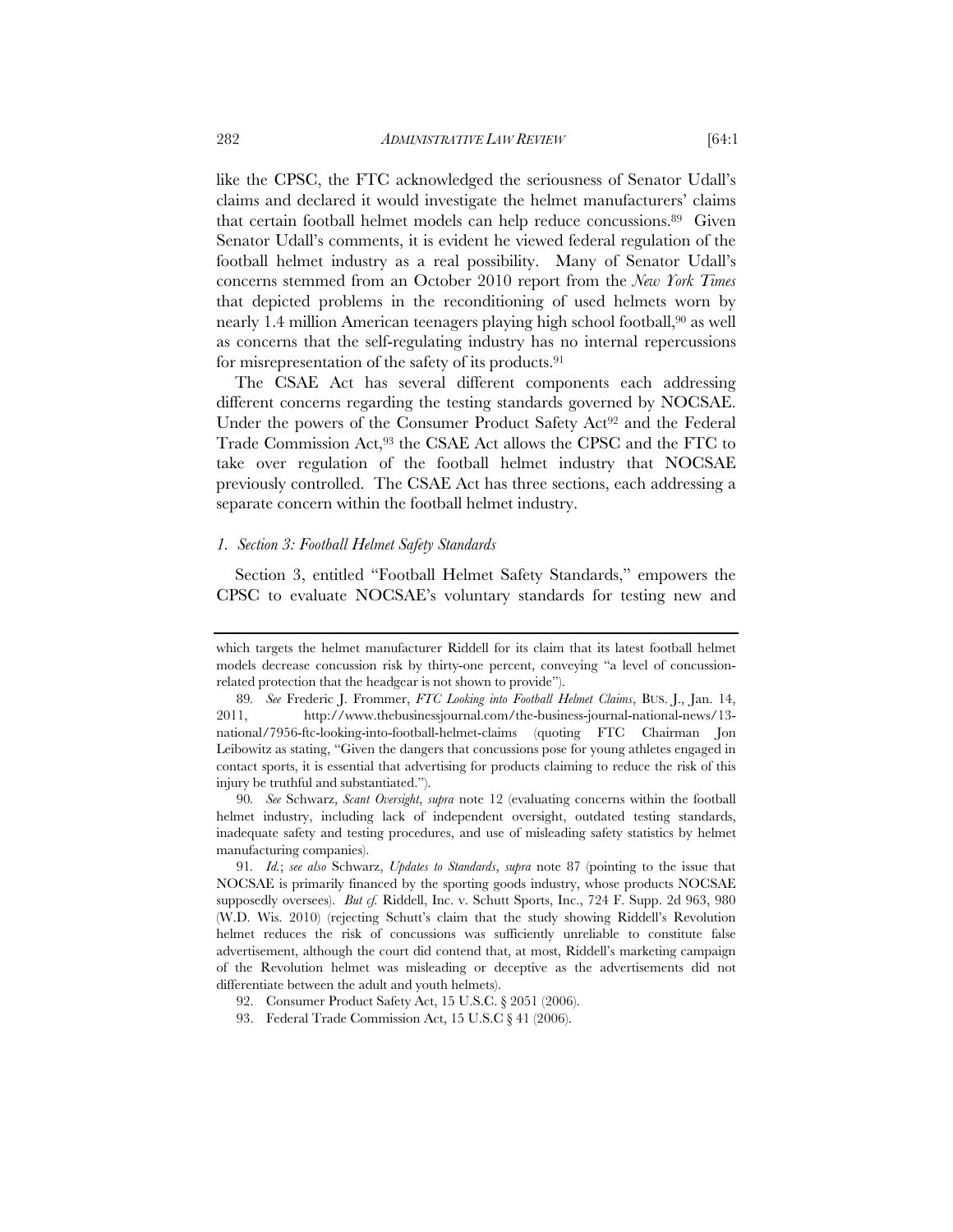like the CPSC, the FTC acknowledged the seriousness of Senator Udall's claims and declared it would investigate the helmet manufacturers' claims that certain football helmet models can help reduce concussions.[89] Given Senator Udall's comments, it is evident he viewed federal regulation of the football helmet industry as a real possibility. Many of Senator Udall's concerns stemmed from an October 2010 report from the *New York Times* that depicted problems in the reconditioning of used helmets worn by nearly 1.4 million American teenagers playing high school football,[90] as well as concerns that the self-regulating industry has no internal repercussions for misrepresentation of the safety of its products.[91]

The CSAE Act has several different components each addressing different concerns regarding the testing standards governed by NOCSAE. Under the powers of the Consumer Product Safety Act[92] and the Federal Trade Commission Act,[93] the CSAE Act allows the CPSC and the FTC to take over regulation of the football helmet industry that NOCSAE previously controlled. The CSAE Act has three sections, each addressing a separate concern within the football helmet industry.

### *1. Section 3: Football Helmet Safety Standards*

Section 3, entitled "Football Helmet Safety Standards," empowers the CPSC to evaluate NOCSAE's voluntary standards for testing new and

---

which targets the helmet manufacturer Riddell for its claim that its latest football helmet models decrease concussion risk by thirty-one percent, conveying "a level of concussion-related protection that the headgear is not shown to provide").

89. *See* Frederic J. Frommer, *FTC Looking into Football Helmet Claims*, BUS. J., Jan. 14, 2011, http://www.thebusinessjournal.com/the-business-journal-national-news/13-national/7956-ftc-looking-into-football-helmet-claims (quoting FTC Chairman Jon Leibowitz as stating, "Given the dangers that concussions pose for young athletes engaged in contact sports, it is essential that advertising for products claiming to reduce the risk of this injury be truthful and substantiated.").

90. *See* Schwarz, *Scant Oversight*, *supra* note 12 (evaluating concerns within the football helmet industry, including lack of independent oversight, outdated testing standards, inadequate safety and testing procedures, and use of misleading safety statistics by helmet manufacturing companies).

91. *Id.*; *see also* Schwarz, *Updates to Standards*, *supra* note 87 (pointing to the issue that NOCSAE is primarily financed by the sporting goods industry, whose products NOCSAE supposedly oversees). *But cf.* Riddell, Inc. v. Schutt Sports, Inc., 724 F. Supp. 2d 963, 980 (W.D. Wis. 2010) (rejecting Schutt's claim that the study showing Riddell's Revolution helmet reduces the risk of concussions was sufficiently unreliable to constitute false advertisement, although the court did contend that, at most, Riddell's marketing campaign of the Revolution helmet was misleading or deceptive as the advertisements did not differentiate between the adult and youth helmets).

92. Consumer Product Safety Act, 15 U.S.C. § 2051 (2006).

93. Federal Trade Commission Act, 15 U.S.C § 41 (2006).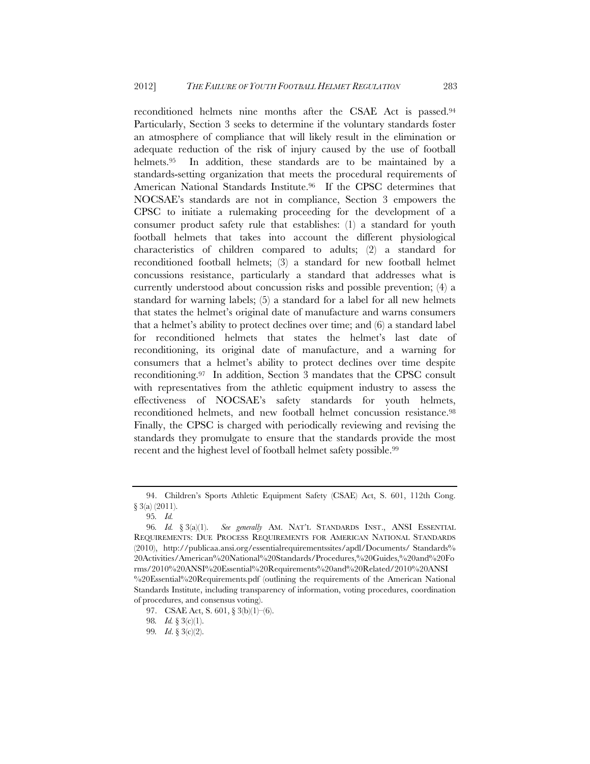reconditioned helmets nine months after the CSAE Act is passed.[94] Particularly, Section 3 seeks to determine if the voluntary standards foster an atmosphere of compliance that will likely result in the elimination or adequate reduction of the risk of injury caused by the use of football helmets.[95] In addition, these standards are to be maintained by a standards-setting organization that meets the procedural requirements of American National Standards Institute.[96] If the CPSC determines that NOCSAE's standards are not in compliance, Section 3 empowers the CPSC to initiate a rulemaking proceeding for the development of a consumer product safety rule that establishes: (1) a standard for youth football helmets that takes into account the different physiological characteristics of children compared to adults; (2) a standard for reconditioned football helmets; (3) a standard for new football helmet concussions resistance, particularly a standard that addresses what is currently understood about concussion risks and possible prevention; (4) a standard for warning labels; (5) a standard for a label for all new helmets that states the helmet's original date of manufacture and warns consumers that a helmet's ability to protect declines over time; and (6) a standard label for reconditioned helmets that states the helmet's last date of reconditioning, its original date of manufacture, and a warning for consumers that a helmet's ability to protect declines over time despite reconditioning.[97] In addition, Section 3 mandates that the CPSC consult with representatives from the athletic equipment industry to assess the effectiveness of NOCSAE's safety standards for youth helmets, reconditioned helmets, and new football helmet concussion resistance.[98] Finally, the CPSC is charged with periodically reviewing and revising the standards they promulgate to ensure that the standards provide the most recent and the highest level of football helmet safety possible.[99]

---

94. Children's Sports Athletic Equipment Safety (CSAE) Act, S. 601, 112th Cong. § 3(a) (2011).

95. *Id.*

96. *Id.* § 3(a)(1). *See generally* AM. NAT'L STANDARDS INST., ANSI ESSENTIAL REQUIREMENTS: DUE PROCESS REQUIREMENTS FOR AMERICAN NATIONAL STANDARDS (2010), http://publicaa.ansi.org/essentialrequirementssites/apdl/Documents/ Standards%20Activities/American%20National%20Standards/Procedures,%20Guides,%20and%20Forms/2010%20ANSI%20Essential%20Requirements%20and%20Related/2010%20ANSI%20Essential%20Requirements.pdf (outlining the requirements of the American National Standards Institute, including transparency of information, voting procedures, coordination of procedures, and consensus voting).

97. CSAE Act, S. 601, § 3(b)(1)–(6).

98. *Id.* § 3(c)(1).

99. *Id.* § 3(c)(2).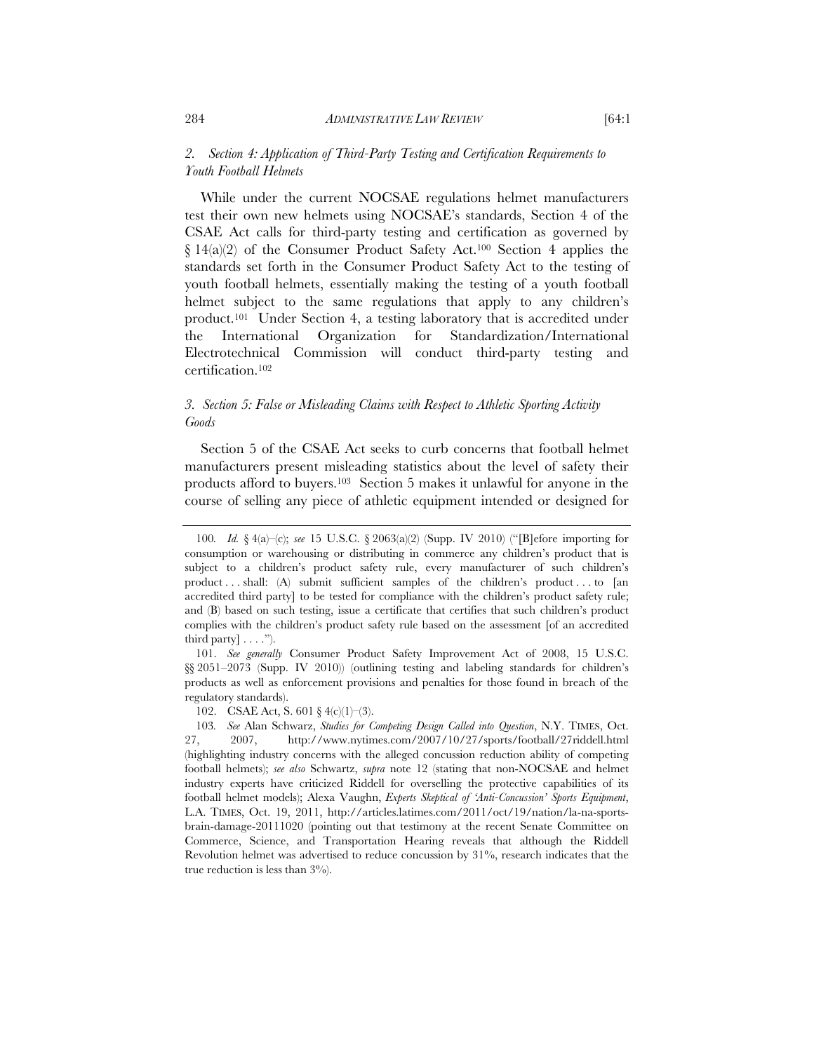### 2. *Section 4: Application of Third-Party Testing and Certification Requirements to Youth Football Helmets*

While under the current NOCSAE regulations helmet manufacturers test their own new helmets using NOCSAE's standards, Section 4 of the CSAE Act calls for third-party testing and certification as governed by § 14(a)(2) of the Consumer Product Safety Act.[100] Section 4 applies the standards set forth in the Consumer Product Safety Act to the testing of youth football helmets, essentially making the testing of a youth football helmet subject to the same regulations that apply to any children's product.[101] Under Section 4, a testing laboratory that is accredited under the International Organization for Standardization/International Electrotechnical Commission will conduct third-party testing and certification.[102]

### 3. *Section 5: False or Misleading Claims with Respect to Athletic Sporting Activity Goods*

Section 5 of the CSAE Act seeks to curb concerns that football helmet manufacturers present misleading statistics about the level of safety their products afford to buyers.[103] Section 5 makes it unlawful for anyone in the course of selling any piece of athletic equipment intended or designed for

---

100. *Id.* § 4(a)–(c); *see* 15 U.S.C. § 2063(a)(2) (Supp. IV 2010) ("[B]efore importing for consumption or warehousing or distributing in commerce any children's product that is subject to a children's product safety rule, every manufacturer of such children's product . . . shall: (A) submit sufficient samples of the children's product . . . to [an accredited third party] to be tested for compliance with the children's product safety rule; and (B) based on such testing, issue a certificate that certifies that such children's product complies with the children's product safety rule based on the assessment [of an accredited third party] . . . .").

101. *See generally* Consumer Product Safety Improvement Act of 2008, 15 U.S.C. §§ 2051–2073 (Supp. IV 2010)) (outlining testing and labeling standards for children's products as well as enforcement provisions and penalties for those found in breach of the regulatory standards).

102. CSAE Act, S. 601 § 4(c)(1)–(3).

103. *See* Alan Schwarz, *Studies for Competing Design Called into Question*, N.Y. TIMES, Oct. 27, 2007, http://www.nytimes.com/2007/10/27/sports/football/27riddell.html (highlighting industry concerns with the alleged concussion reduction ability of competing football helmets); *see also* Schwartz, *supra* note 12 (stating that non-NOCSAE and helmet industry experts have criticized Riddell for overselling the protective capabilities of its football helmet models); Alexa Vaughn, *Experts Skeptical of 'Anti-Concussion' Sports Equipment*, L.A. TIMES, Oct. 19, 2011, http://articles.latimes.com/2011/oct/19/nation/la-na-sports-brain-damage-20111020 (pointing out that testimony at the recent Senate Committee on Commerce, Science, and Transportation Hearing reveals that although the Riddell Revolution helmet was advertised to reduce concussion by 31%, research indicates that the true reduction is less than 3%).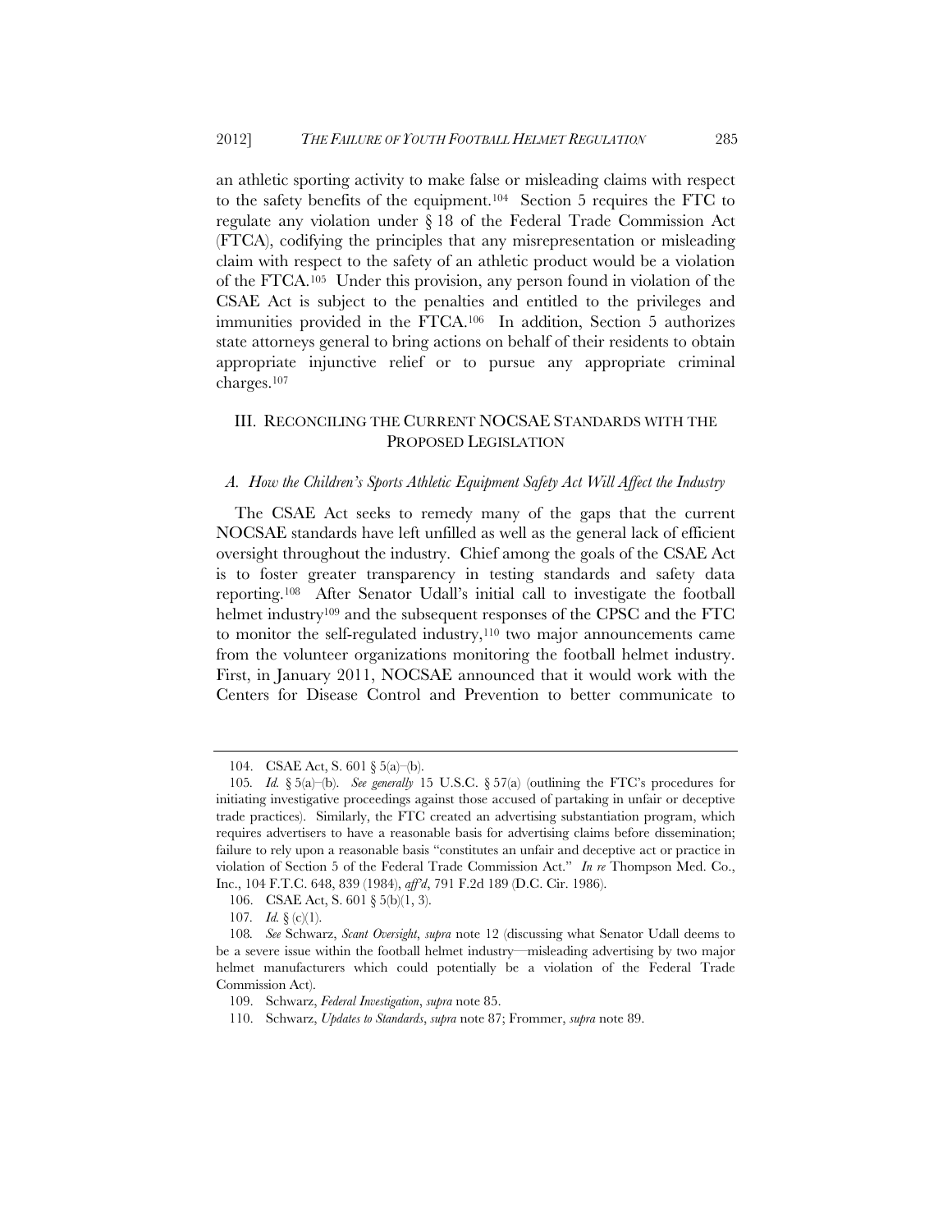an athletic sporting activity to make false or misleading claims with respect to the safety benefits of the equipment.[104] Section 5 requires the FTC to regulate any violation under § 18 of the Federal Trade Commission Act (FTCA), codifying the principles that any misrepresentation or misleading claim with respect to the safety of an athletic product would be a violation of the FTCA.[105] Under this provision, any person found in violation of the CSAE Act is subject to the penalties and entitled to the privileges and immunities provided in the FTCA.[106] In addition, Section 5 authorizes state attorneys general to bring actions on behalf of their residents to obtain appropriate injunctive relief or to pursue any appropriate criminal charges.[107]

## III. RECONCILING THE CURRENT NOCSAE STANDARDS WITH THE PROPOSED LEGISLATION

### *A. How the Children's Sports Athletic Equipment Safety Act Will Affect the Industry*

The CSAE Act seeks to remedy many of the gaps that the current NOCSAE standards have left unfilled as well as the general lack of efficient oversight throughout the industry. Chief among the goals of the CSAE Act is to foster greater transparency in testing standards and safety data reporting.[108] After Senator Udall's initial call to investigate the football helmet industry[109] and the subsequent responses of the CPSC and the FTC to monitor the self-regulated industry,[110] two major announcements came from the volunteer organizations monitoring the football helmet industry. First, in January 2011, NOCSAE announced that it would work with the Centers for Disease Control and Prevention to better communicate to

---

104. CSAE Act, S. 601 § 5(a)–(b).

105. *Id.* § 5(a)–(b). *See generally* 15 U.S.C. § 57(a) (outlining the FTC's procedures for initiating investigative proceedings against those accused of partaking in unfair or deceptive trade practices). Similarly, the FTC created an advertising substantiation program, which requires advertisers to have a reasonable basis for advertising claims before dissemination; failure to rely upon a reasonable basis "constitutes an unfair and deceptive act or practice in violation of Section 5 of the Federal Trade Commission Act." *In re* Thompson Med. Co., Inc., 104 F.T.C. 648, 839 (1984), *aff'd*, 791 F.2d 189 (D.C. Cir. 1986).

106. CSAE Act, S. 601 § 5(b)(1, 3).

107. *Id.* § (c)(1).

108. *See* Schwarz, *Scant Oversight*, *supra* note 12 (discussing what Senator Udall deems to be a severe issue within the football helmet industry—misleading advertising by two major helmet manufacturers which could potentially be a violation of the Federal Trade Commission Act).

109. Schwarz, *Federal Investigation*, *supra* note 85.

110. Schwarz, *Updates to Standards*, *supra* note 87; Frommer, *supra* note 89.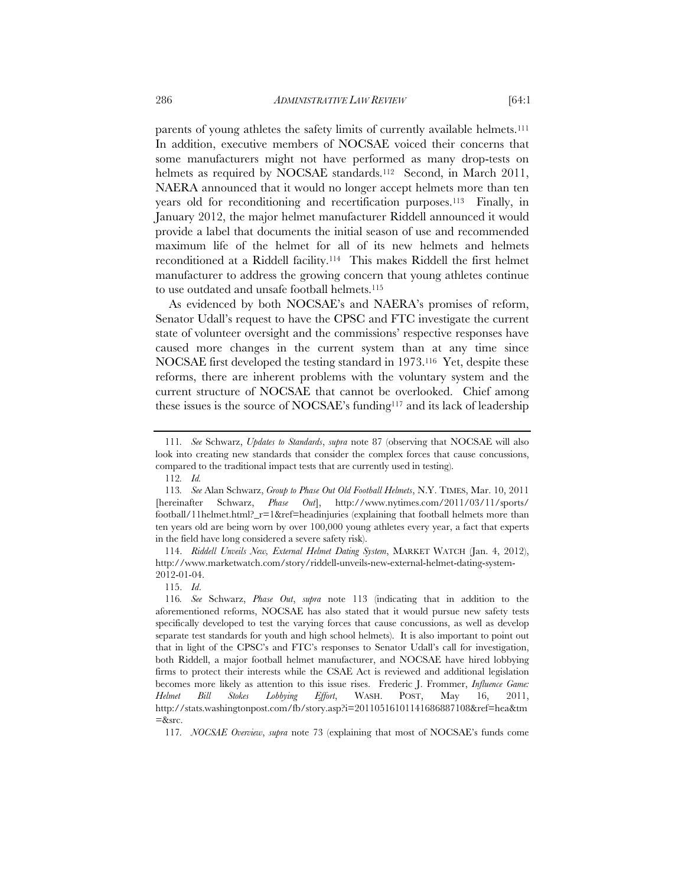parents of young athletes the safety limits of currently available helmets.[111] In addition, executive members of NOCSAE voiced their concerns that some manufacturers might not have performed as many drop-tests on helmets as required by NOCSAE standards.[112] Second, in March 2011, NAERA announced that it would no longer accept helmets more than ten years old for reconditioning and recertification purposes.[113] Finally, in January 2012, the major helmet manufacturer Riddell announced it would provide a label that documents the initial season of use and recommended maximum life of the helmet for all of its new helmets and helmets reconditioned at a Riddell facility.[114] This makes Riddell the first helmet manufacturer to address the growing concern that young athletes continue to use outdated and unsafe football helmets.[115]

As evidenced by both NOCSAE's and NAERA's promises of reform, Senator Udall's request to have the CPSC and FTC investigate the current state of volunteer oversight and the commissions' respective responses have caused more changes in the current system than at any time since NOCSAE first developed the testing standard in 1973.[116] Yet, despite these reforms, there are inherent problems with the voluntary system and the current structure of NOCSAE that cannot be overlooked. Chief among these issues is the source of NOCSAE's funding[117] and its lack of leadership

---

111. *See* Schwarz, *Updates to Standards*, *supra* note 87 (observing that NOCSAE will also look into creating new standards that consider the complex forces that cause concussions, compared to the traditional impact tests that are currently used in testing).

112. *Id.*

113. *See* Alan Schwarz, *Group to Phase Out Old Football Helmets*, N.Y. TIMES, Mar. 10, 2011 [hereinafter Schwarz, *Phase Out*], http://www.nytimes.com/2011/03/11/sports/football/11helmet.html?_r=1&ref=headinjuries (explaining that football helmets more than ten years old are being worn by over 100,000 young athletes every year, a fact that experts in the field have long considered a severe safety risk).

114. *Riddell Unveils New, External Helmet Dating System*, MARKET WATCH (Jan. 4, 2012), http://www.marketwatch.com/story/riddell-unveils-new-external-helmet-dating-system-2012-01-04.

115. *Id*.

116. *See* Schwarz, *Phase Out*, *supra* note 113 (indicating that in addition to the aforementioned reforms, NOCSAE has also stated that it would pursue new safety tests specifically developed to test the varying forces that cause concussions, as well as develop separate test standards for youth and high school helmets). It is also important to point out that in light of the CPSC's and FTC's responses to Senator Udall's call for investigation, both Riddell, a major football helmet manufacturer, and NOCSAE have hired lobbying firms to protect their interests while the CSAE Act is reviewed and additional legislation becomes more likely as attention to this issue rises. Frederic J. Frommer, *Influence Game: Helmet Bill Stokes Lobbying Effort*, WASH. POST, May 16, 2011, http://stats.washingtonpost.com/fb/story.asp?i=20110516101141686887108&ref=hea&tm=&src.

117. *NOCSAE Overview*, *supra* note 73 (explaining that most of NOCSAE's funds come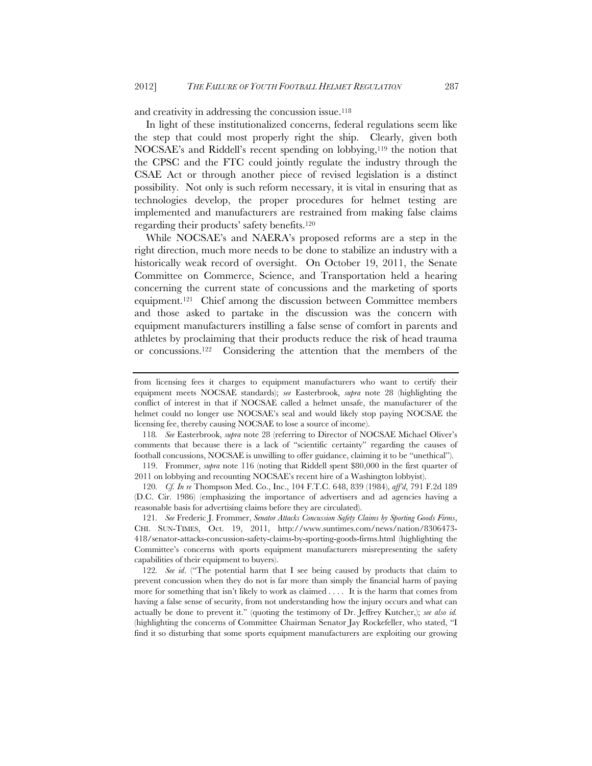and creativity in addressing the concussion issue.[118]

In light of these institutionalized concerns, federal regulations seem like the step that could most properly right the ship. Clearly, given both NOCSAE's and Riddell's recent spending on lobbying,[119] the notion that the CPSC and the FTC could jointly regulate the industry through the CSAE Act or through another piece of revised legislation is a distinct possibility. Not only is such reform necessary, it is vital in ensuring that as technologies develop, the proper procedures for helmet testing are implemented and manufacturers are restrained from making false claims regarding their products' safety benefits.[120]

While NOCSAE's and NAERA's proposed reforms are a step in the right direction, much more needs to be done to stabilize an industry with a historically weak record of oversight. On October 19, 2011, the Senate Committee on Commerce, Science, and Transportation held a hearing concerning the current state of concussions and the marketing of sports equipment.[121] Chief among the discussion between Committee members and those asked to partake in the discussion was the concern with equipment manufacturers instilling a false sense of comfort in parents and athletes by proclaiming that their products reduce the risk of head trauma or concussions.[122] Considering the attention that the members of the

---

from licensing fees it charges to equipment manufacturers who want to certify their equipment meets NOCSAE standards); *see* Easterbrook, *supra* note 28 (highlighting the conflict of interest in that if NOCSAE called a helmet unsafe, the manufacturer of the helmet could no longer use NOCSAE's seal and would likely stop paying NOCSAE the licensing fee, thereby causing NOCSAE to lose a source of income).

118. *See* Easterbrook, *supra* note 28 (referring to Director of NOCSAE Michael Oliver's comments that because there is a lack of "scientific certainty" regarding the causes of football concussions, NOCSAE is unwilling to offer guidance, claiming it to be "unethical").

119. Frommer, *supra* note 116 (noting that Riddell spent $80,000 in the first quarter of 2011 on lobbying and recounting NOCSAE's recent hire of a Washington lobbyist).

120. *Cf. In re* Thompson Med. Co., Inc., 104 F.T.C. 648, 839 (1984), *aff'd*, 791 F.2d 189 (D.C. Cir. 1986) (emphasizing the importance of advertisers and ad agencies having a reasonable basis for advertising claims before they are circulated).

121. *See* Frederic J. Frommer, *Senator Attacks Concussion Safety Claims by Sporting Goods Firms*, CHI. SUN-TIMES, Oct. 19, 2011, http://www.suntimes.com/news/nation/8306473-418/senator-attacks-concussion-safety-claims-by-sporting-goods-firms.html (highlighting the Committee's concerns with sports equipment manufacturers misrepresenting the safety capabilities of their equipment to buyers).

122. *See id*. ("The potential harm that I see being caused by products that claim to prevent concussion when they do not is far more than simply the financial harm of paying more for something that isn't likely to work as claimed . . . . It is the harm that comes from having a false sense of security, from not understanding how the injury occurs and what can actually be done to prevent it." (quoting the testimony of Dr. Jeffrey Kutcher,); *see also id.* (highlighting the concerns of Committee Chairman Senator Jay Rockefeller, who stated, "I find it so disturbing that some sports equipment manufacturers are exploiting our growing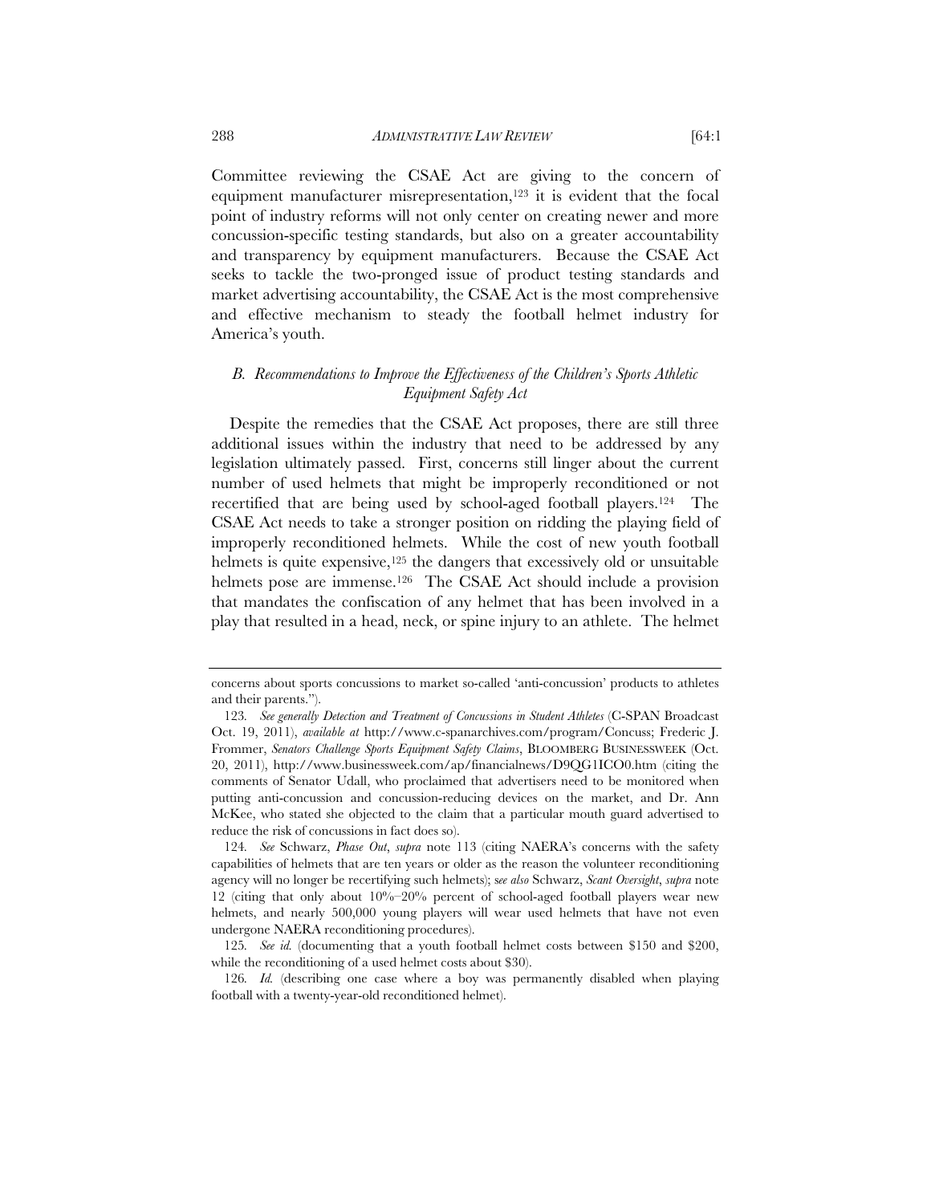Committee reviewing the CSAE Act are giving to the concern of equipment manufacturer misrepresentation,[123] it is evident that the focal point of industry reforms will not only center on creating newer and more concussion-specific testing standards, but also on a greater accountability and transparency by equipment manufacturers. Because the CSAE Act seeks to tackle the two-pronged issue of product testing standards and market advertising accountability, the CSAE Act is the most comprehensive and effective mechanism to steady the football helmet industry for America's youth.

### *B. Recommendations to Improve the Effectiveness of the Children's Sports Athletic Equipment Safety Act*

Despite the remedies that the CSAE Act proposes, there are still three additional issues within the industry that need to be addressed by any legislation ultimately passed. First, concerns still linger about the current number of used helmets that might be improperly reconditioned or not recertified that are being used by school-aged football players.[124] The CSAE Act needs to take a stronger position on ridding the playing field of improperly reconditioned helmets. While the cost of new youth football helmets is quite expensive,[125] the dangers that excessively old or unsuitable helmets pose are immense.[126] The CSAE Act should include a provision that mandates the confiscation of any helmet that has been involved in a play that resulted in a head, neck, or spine injury to an athlete. The helmet

---

concerns about sports concussions to market so-called 'anti-concussion' products to athletes and their parents.").

123. *See generally Detection and Treatment of Concussions in Student Athletes* (C-SPAN Broadcast Oct. 19, 2011), *available at* http://www.c-spanarchives.com/program/Concuss; Frederic J. Frommer, *Senators Challenge Sports Equipment Safety Claims*, BLOOMBERG BUSINESSWEEK (Oct. 20, 2011), http://www.businessweek.com/ap/financialnews/D9QG1ICO0.htm (citing the comments of Senator Udall, who proclaimed that advertisers need to be monitored when putting anti-concussion and concussion-reducing devices on the market, and Dr. Ann McKee, who stated she objected to the claim that a particular mouth guard advertised to reduce the risk of concussions in fact does so).

124. *See* Schwarz, *Phase Out*, *supra* note 113 (citing NAERA's concerns with the safety capabilities of helmets that are ten years or older as the reason the volunteer reconditioning agency will no longer be recertifying such helmets); s*ee also* Schwarz, *Scant Oversight*, *supra* note 12 (citing that only about 10%–20% percent of school-aged football players wear new helmets, and nearly 500,000 young players will wear used helmets that have not even undergone NAERA reconditioning procedures).

125. *See id.* (documenting that a youth football helmet costs between $150 and $200, while the reconditioning of a used helmet costs about $30).

126. *Id.* (describing one case where a boy was permanently disabled when playing football with a twenty-year-old reconditioned helmet).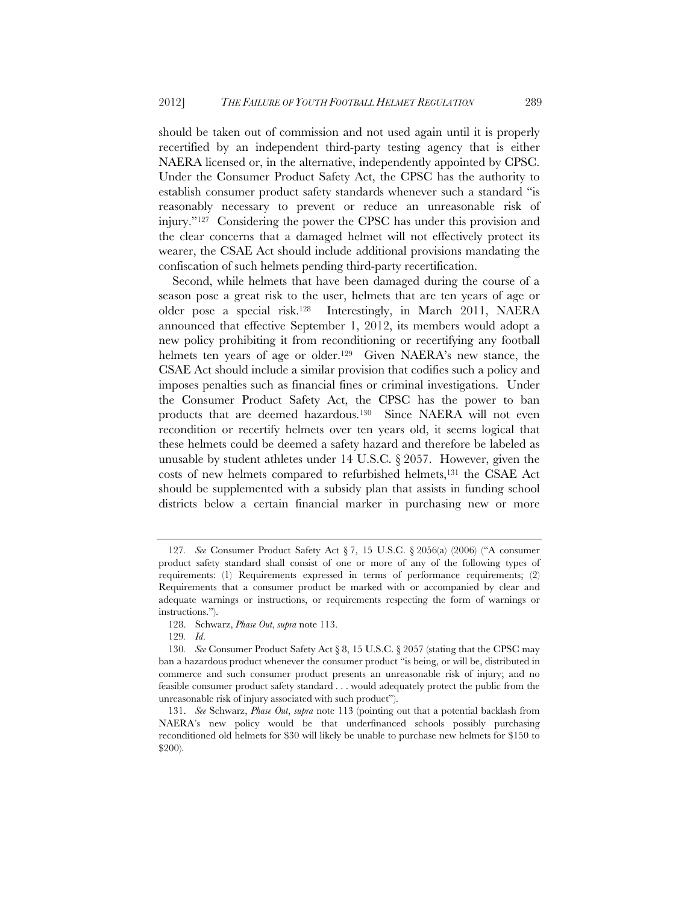should be taken out of commission and not used again until it is properly recertified by an independent third-party testing agency that is either NAERA licensed or, in the alternative, independently appointed by CPSC. Under the Consumer Product Safety Act, the CPSC has the authority to establish consumer product safety standards whenever such a standard "is reasonably necessary to prevent or reduce an unreasonable risk of injury."[127] Considering the power the CPSC has under this provision and the clear concerns that a damaged helmet will not effectively protect its wearer, the CSAE Act should include additional provisions mandating the confiscation of such helmets pending third-party recertification.

Second, while helmets that have been damaged during the course of a season pose a great risk to the user, helmets that are ten years of age or older pose a special risk.[128] Interestingly, in March 2011, NAERA announced that effective September 1, 2012, its members would adopt a new policy prohibiting it from reconditioning or recertifying any football helmets ten years of age or older.[129] Given NAERA's new stance, the CSAE Act should include a similar provision that codifies such a policy and imposes penalties such as financial fines or criminal investigations. Under the Consumer Product Safety Act, the CPSC has the power to ban products that are deemed hazardous.[130] Since NAERA will not even recondition or recertify helmets over ten years old, it seems logical that these helmets could be deemed a safety hazard and therefore be labeled as unusable by student athletes under 14 U.S.C. § 2057. However, given the costs of new helmets compared to refurbished helmets,[131] the CSAE Act should be supplemented with a subsidy plan that assists in funding school districts below a certain financial marker in purchasing new or more

---

127. *See* Consumer Product Safety Act § 7, 15 U.S.C. § 2056(a) (2006) ("A consumer product safety standard shall consist of one or more of any of the following types of requirements: (1) Requirements expressed in terms of performance requirements; (2) Requirements that a consumer product be marked with or accompanied by clear and adequate warnings or instructions, or requirements respecting the form of warnings or instructions.").

128. Schwarz, *Phase Out*, *supra* note 113.

129. *Id*.

130. *See* Consumer Product Safety Act § 8, 15 U.S.C. § 2057 (stating that the CPSC may ban a hazardous product whenever the consumer product "is being, or will be, distributed in commerce and such consumer product presents an unreasonable risk of injury; and no feasible consumer product safety standard . . . would adequately protect the public from the unreasonable risk of injury associated with such product").

131. *See* Schwarz, *Phase Out*, *supra* note 113 (pointing out that a potential backlash from NAERA's new policy would be that underfinanced schools possibly purchasing reconditioned old helmets for $30 will likely be unable to purchase new helmets for $150 to $200).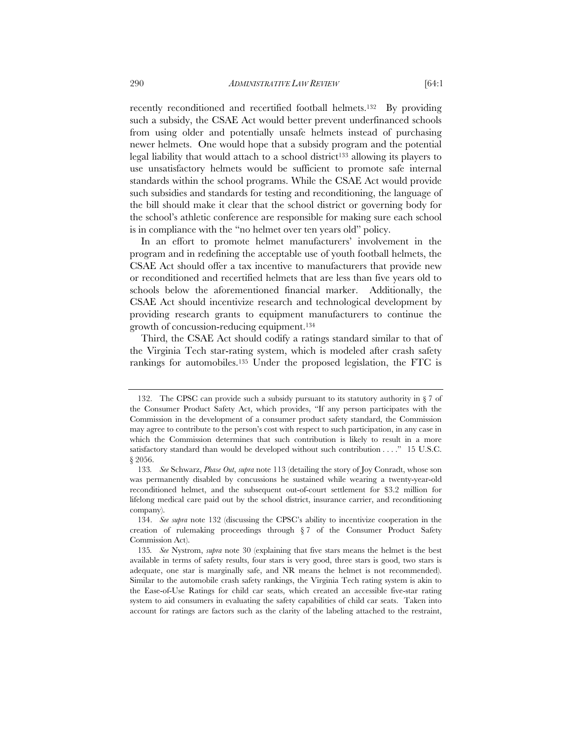recently reconditioned and recertified football helmets.[132] By providing such a subsidy, the CSAE Act would better prevent underfinanced schools from using older and potentially unsafe helmets instead of purchasing newer helmets. One would hope that a subsidy program and the potential legal liability that would attach to a school district[133] allowing its players to use unsatisfactory helmets would be sufficient to promote safe internal standards within the school programs. While the CSAE Act would provide such subsidies and standards for testing and reconditioning, the language of the bill should make it clear that the school district or governing body for the school's athletic conference are responsible for making sure each school is in compliance with the "no helmet over ten years old" policy.

In an effort to promote helmet manufacturers' involvement in the program and in redefining the acceptable use of youth football helmets, the CSAE Act should offer a tax incentive to manufacturers that provide new or reconditioned and recertified helmets that are less than five years old to schools below the aforementioned financial marker. Additionally, the CSAE Act should incentivize research and technological development by providing research grants to equipment manufacturers to continue the growth of concussion-reducing equipment.[134]

Third, the CSAE Act should codify a ratings standard similar to that of the Virginia Tech star-rating system, which is modeled after crash safety rankings for automobiles.[135] Under the proposed legislation, the FTC is

---

132. The CPSC can provide such a subsidy pursuant to its statutory authority in § 7 of the Consumer Product Safety Act, which provides, "If any person participates with the Commission in the development of a consumer product safety standard, the Commission may agree to contribute to the person's cost with respect to such participation, in any case in which the Commission determines that such contribution is likely to result in a more satisfactory standard than would be developed without such contribution . . . ." 15 U.S.C. § 2056.

133. *See* Schwarz, *Phase Out*, *supra* note 113 (detailing the story of Joy Conradt, whose son was permanently disabled by concussions he sustained while wearing a twenty-year-old reconditioned helmet, and the subsequent out-of-court settlement for $3.2 million for lifelong medical care paid out by the school district, insurance carrier, and reconditioning company).

134. *See supra* note 132 (discussing the CPSC's ability to incentivize cooperation in the creation of rulemaking proceedings through § 7 of the Consumer Product Safety Commission Act).

135. *See* Nystrom, *supra* note 30 (explaining that five stars means the helmet is the best available in terms of safety results, four stars is very good, three stars is good, two stars is adequate, one star is marginally safe, and NR means the helmet is not recommended). Similar to the automobile crash safety rankings, the Virginia Tech rating system is akin to the Ease-of-Use Ratings for child car seats, which created an accessible five-star rating system to aid consumers in evaluating the safety capabilities of child car seats. Taken into account for ratings are factors such as the clarity of the labeling attached to the restraint,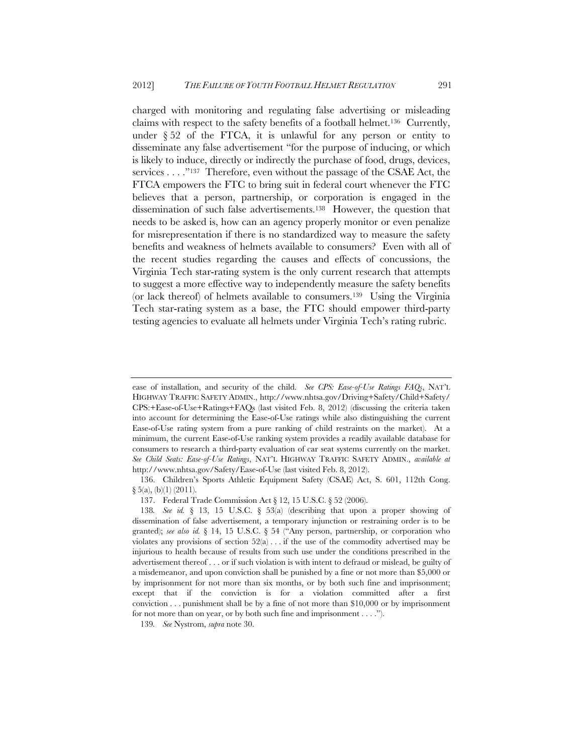charged with monitoring and regulating false advertising or misleading claims with respect to the safety benefits of a football helmet.[136] Currently, under § 52 of the FTCA, it is unlawful for any person or entity to disseminate any false advertisement "for the purpose of inducing, or which is likely to induce, directly or indirectly the purchase of food, drugs, devices, services . . . ."[137] Therefore, even without the passage of the CSAE Act, the FTCA empowers the FTC to bring suit in federal court whenever the FTC believes that a person, partnership, or corporation is engaged in the dissemination of such false advertisements.[138] However, the question that needs to be asked is, how can an agency properly monitor or even penalize for misrepresentation if there is no standardized way to measure the safety benefits and weakness of helmets available to consumers? Even with all of the recent studies regarding the causes and effects of concussions, the Virginia Tech star-rating system is the only current research that attempts to suggest a more effective way to independently measure the safety benefits (or lack thereof) of helmets available to consumers.[139] Using the Virginia Tech star-rating system as a base, the FTC should empower third-party testing agencies to evaluate all helmets under Virginia Tech's rating rubric.

---

ease of installation, and security of the child. *See CPS: Ease-of-Use Ratings FAQs*, NAT'L HIGHWAY TRAFFIC SAFETY ADMIN., http://www.nhtsa.gov/Driving+Safety/Child+Safety/CPS:+Ease-of-Use+Ratings+FAQs (last visited Feb. 8, 2012) (discussing the criteria taken into account for determining the Ease-of-Use ratings while also distinguishing the current Ease-of-Use rating system from a pure ranking of child restraints on the market). At a minimum, the current Ease-of-Use ranking system provides a readily available database for consumers to research a third-party evaluation of car seat systems currently on the market. *See Child Seats: Ease-of-Use Ratings*, NAT'L HIGHWAY TRAFFIC SAFETY ADMIN., *available at* http://www.nhtsa.gov/Safety/Ease-of-Use (last visited Feb. 8, 2012).

136. Children's Sports Athletic Equipment Safety (CSAE) Act, S. 601, 112th Cong. § 5(a), (b)(1) (2011).

137. Federal Trade Commission Act § 12, 15 U.S.C. § 52 (2006).

138. *See id.* § 13, 15 U.S.C. § 53(a) (describing that upon a proper showing of dissemination of false advertisement, a temporary injunction or restraining order is to be granted); *see also id.* § 14, 15 U.S.C. § 54 ("Any person, partnership, or corporation who violates any provisions of section 52(a) . . . if the use of the commodity advertised may be injurious to health because of results from such use under the conditions prescribed in the advertisement thereof . . . or if such violation is with intent to defraud or mislead, be guilty of a misdemeanor, and upon conviction shall be punished by a fine or not more than $5,000 or by imprisonment for not more than six months, or by both such fine and imprisonment; except that if the conviction is for a violation committed after a first conviction . . . punishment shall be by a fine of not more than $10,000 or by imprisonment for not more than on year, or by both such fine and imprisonment . . . .").

139. *See* Nystrom, *supra* note 30.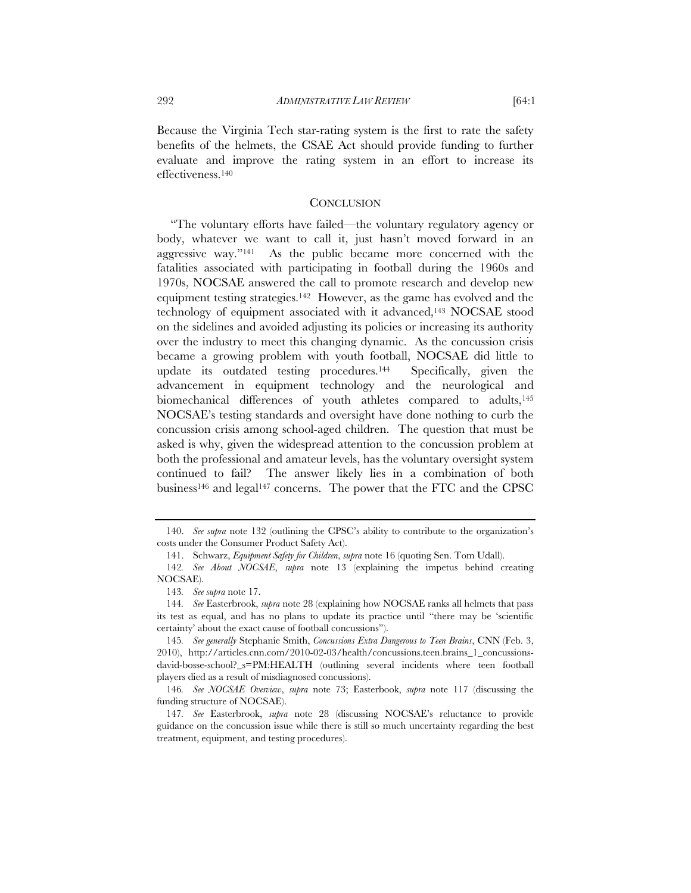Because the Virginia Tech star-rating system is the first to rate the safety benefits of the helmets, the CSAE Act should provide funding to further evaluate and improve the rating system in an effort to increase its effectiveness.[140]

## CONCLUSION

"The voluntary efforts have failed—the voluntary regulatory agency or body, whatever we want to call it, just hasn't moved forward in an aggressive way."[141] As the public became more concerned with the fatalities associated with participating in football during the 1960s and 1970s, NOCSAE answered the call to promote research and develop new equipment testing strategies.[142] However, as the game has evolved and the technology of equipment associated with it advanced,[143] NOCSAE stood on the sidelines and avoided adjusting its policies or increasing its authority over the industry to meet this changing dynamic. As the concussion crisis became a growing problem with youth football, NOCSAE did little to update its outdated testing procedures.[144] Specifically, given the advancement in equipment technology and the neurological and biomechanical differences of youth athletes compared to adults,[145] NOCSAE's testing standards and oversight have done nothing to curb the concussion crisis among school-aged children. The question that must be asked is why, given the widespread attention to the concussion problem at both the professional and amateur levels, has the voluntary oversight system continued to fail? The answer likely lies in a combination of both business[146] and legal[147] concerns. The power that the FTC and the CPSC

---

140. *See supra* note 132 (outlining the CPSC's ability to contribute to the organization's costs under the Consumer Product Safety Act).

141. Schwarz, *Equipment Safety for Children*, *supra* note 16 (quoting Sen. Tom Udall).

142. *See About NOCSAE*, *supra* note 13 (explaining the impetus behind creating NOCSAE).

143. *See supra* note 17.

144. *See* Easterbrook, *supra* note 28 (explaining how NOCSAE ranks all helmets that pass its test as equal, and has no plans to update its practice until "there may be 'scientific certainty' about the exact cause of football concussions").

145. *See generally* Stephanie Smith, *Concussions Extra Dangerous to Teen Brains*, CNN (Feb. 3, 2010), http://articles.cnn.com/2010-02-03/health/concussions.teen.brains_1_concussions-david-bosse-school?_s=PM:HEALTH (outlining several incidents where teen football players died as a result of misdiagnosed concussions).

146. *See NOCSAE Overview*, *supra* note 73; Easterbook, *supra* note 117 (discussing the funding structure of NOCSAE).

147. *See* Easterbrook, *supra* note 28 (discussing NOCSAE's reluctance to provide guidance on the concussion issue while there is still so much uncertainty regarding the best treatment, equipment, and testing procedures).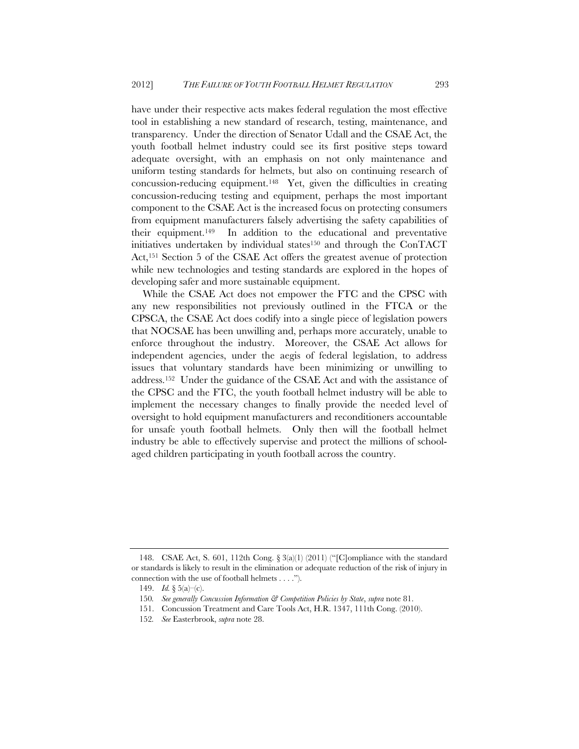have under their respective acts makes federal regulation the most effective tool in establishing a new standard of research, testing, maintenance, and transparency. Under the direction of Senator Udall and the CSAE Act, the youth football helmet industry could see its first positive steps toward adequate oversight, with an emphasis on not only maintenance and uniform testing standards for helmets, but also on continuing research of concussion-reducing equipment.[148] Yet, given the difficulties in creating concussion-reducing testing and equipment, perhaps the most important component to the CSAE Act is the increased focus on protecting consumers from equipment manufacturers falsely advertising the safety capabilities of their equipment.[149] In addition to the educational and preventative initiatives undertaken by individual states[150] and through the ConTACT Act,[151] Section 5 of the CSAE Act offers the greatest avenue of protection while new technologies and testing standards are explored in the hopes of developing safer and more sustainable equipment.

While the CSAE Act does not empower the FTC and the CPSC with any new responsibilities not previously outlined in the FTCA or the CPSCA, the CSAE Act does codify into a single piece of legislation powers that NOCSAE has been unwilling and, perhaps more accurately, unable to enforce throughout the industry. Moreover, the CSAE Act allows for independent agencies, under the aegis of federal legislation, to address issues that voluntary standards have been minimizing or unwilling to address.[152] Under the guidance of the CSAE Act and with the assistance of the CPSC and the FTC, the youth football helmet industry will be able to implement the necessary changes to finally provide the needed level of oversight to hold equipment manufacturers and reconditioners accountable for unsafe youth football helmets. Only then will the football helmet industry be able to effectively supervise and protect the millions of school-aged children participating in youth football across the country.

---

148. CSAE Act, S. 601, 112th Cong. § 3(a)(1) (2011) ("[C]ompliance with the standard or standards is likely to result in the elimination or adequate reduction of the risk of injury in connection with the use of football helmets . . . .").

149. *Id.* § 5(a)–(c).

150. *See generally Concussion Information & Competition Policies by State*, *supra* note 81.

151. Concussion Treatment and Care Tools Act, H.R. 1347, 111th Cong. (2010).

152. *See* Easterbrook, *supra* note 28.